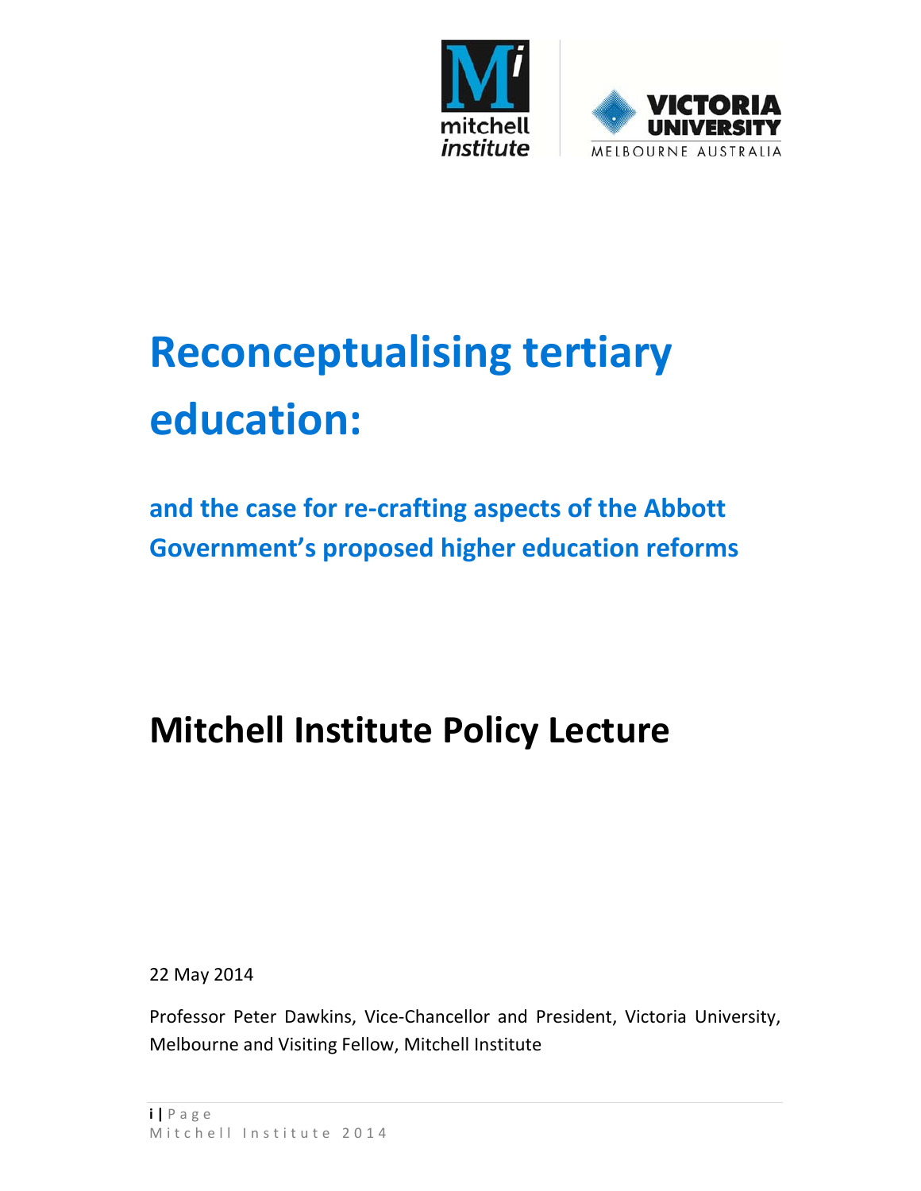# Reconceptualising tertiary education:

## and the case for re-crafting aspects of the Abbott Government's proposed higher education reforms

# Mitchell Institute Policy Lecture

22 May 2014

Professor Peter Dawkins, Vice-Chancellor and President, Victoria University, Melbourne and Visiting Fellow, Mitchell Institute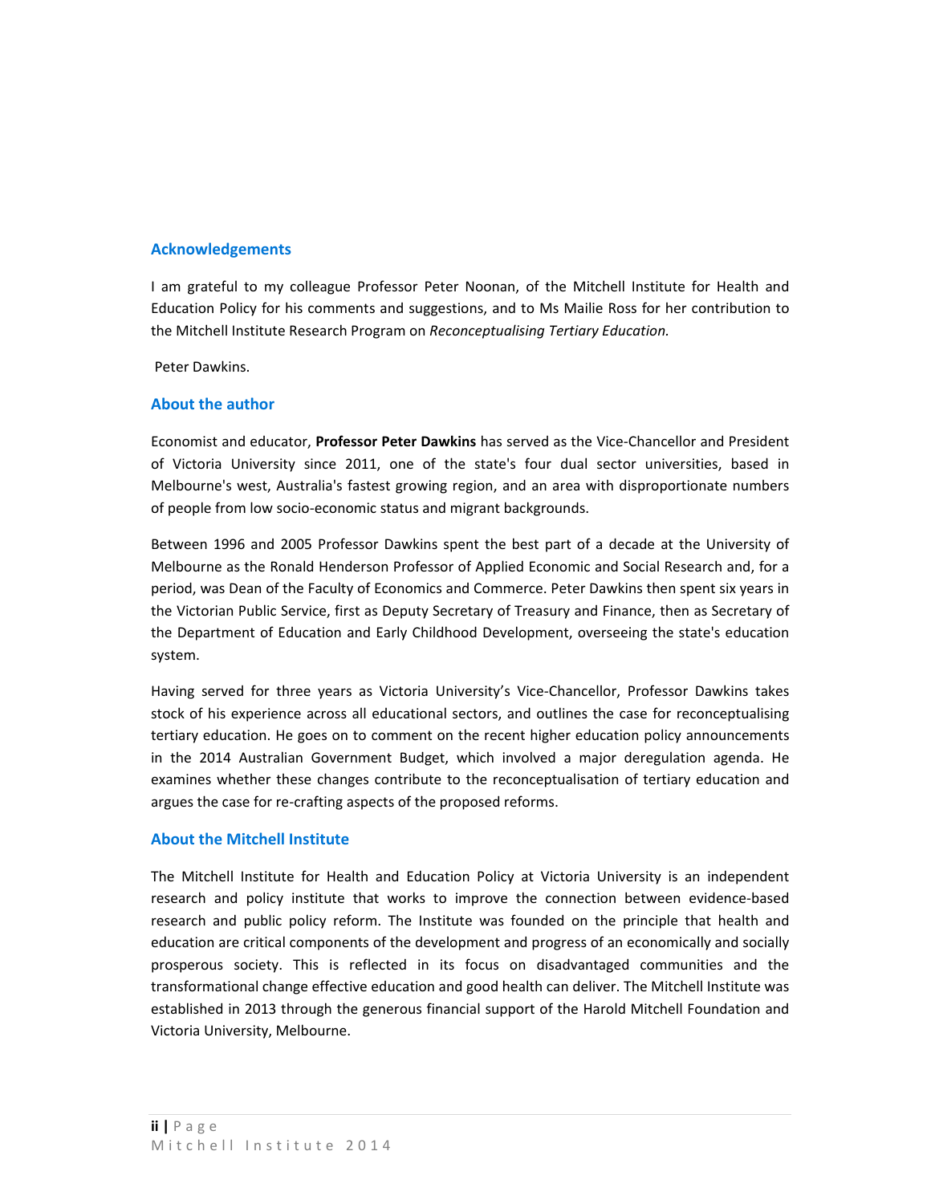## Acknowledgements

I am grateful to my colleague Professor Peter Noonan, of the Mitchell Institute for Health and Education Policy for his comments and suggestions, and to Ms Mailie Ross for her contribution to the Mitchell Institute Research Program on *Reconceptualising Tertiary Education.*

Peter Dawkins.

## About the author

Economist and educator, **Professor Peter Dawkins** has served as the Vice-Chancellor and President of Victoria University since 2011, one of the state's four dual sector universities, based in Melbourne's west, Australia's fastest growing region, and an area with disproportionate numbers of people from low socio-economic status and migrant backgrounds.

Between 1996 and 2005 Professor Dawkins spent the best part of a decade at the University of Melbourne as the Ronald Henderson Professor of Applied Economic and Social Research and, for a period, was Dean of the Faculty of Economics and Commerce. Peter Dawkins then spent six years in the Victorian Public Service, first as Deputy Secretary of Treasury and Finance, then as Secretary of the Department of Education and Early Childhood Development, overseeing the state's education system.

Having served for three years as Victoria University's Vice-Chancellor, Professor Dawkins takes stock of his experience across all educational sectors, and outlines the case for reconceptualising tertiary education. He goes on to comment on the recent higher education policy announcements in the 2014 Australian Government Budget, which involved a major deregulation agenda. He examines whether these changes contribute to the reconceptualisation of tertiary education and argues the case for re-crafting aspects of the proposed reforms.

## About the Mitchell Institute

The Mitchell Institute for Health and Education Policy at Victoria University is an independent research and policy institute that works to improve the connection between evidence-based research and public policy reform. The Institute was founded on the principle that health and education are critical components of the development and progress of an economically and socially prosperous society. This is reflected in its focus on disadvantaged communities and the transformational change effective education and good health can deliver. The Mitchell Institute was established in 2013 through the generous financial support of the Harold Mitchell Foundation and Victoria University, Melbourne.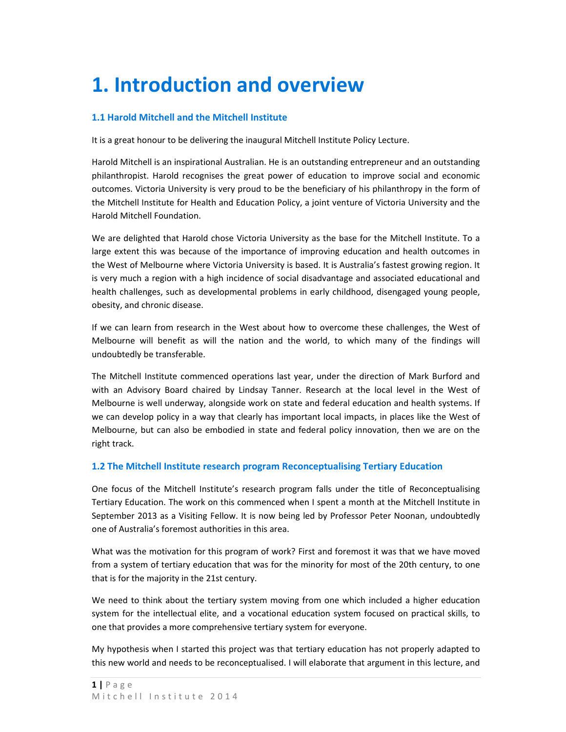# 1. Introduction and overview

## 1.1 Harold Mitchell and the Mitchell Institute

It is a great honour to be delivering the inaugural Mitchell Institute Policy Lecture.

Harold Mitchell is an inspirational Australian. He is an outstanding entrepreneur and an outstanding philanthropist. Harold recognises the great power of education to improve social and economic outcomes. Victoria University is very proud to be the beneficiary of his philanthropy in the form of the Mitchell Institute for Health and Education Policy, a joint venture of Victoria University and the Harold Mitchell Foundation.

We are delighted that Harold chose Victoria University as the base for the Mitchell Institute. To a large extent this was because of the importance of improving education and health outcomes in the West of Melbourne where Victoria University is based. It is Australia's fastest growing region. It is very much a region with a high incidence of social disadvantage and associated educational and health challenges, such as developmental problems in early childhood, disengaged young people, obesity, and chronic disease.

If we can learn from research in the West about how to overcome these challenges, the West of Melbourne will benefit as will the nation and the world, to which many of the findings will undoubtedly be transferable.

The Mitchell Institute commenced operations last year, under the direction of Mark Burford and with an Advisory Board chaired by Lindsay Tanner. Research at the local level in the West of Melbourne is well underway, alongside work on state and federal education and health systems. If we can develop policy in a way that clearly has important local impacts, in places like the West of Melbourne, but can also be embodied in state and federal policy innovation, then we are on the right track.

## 1.2 The Mitchell Institute research program Reconceptualising Tertiary Education

One focus of the Mitchell Institute's research program falls under the title of Reconceptualising Tertiary Education. The work on this commenced when I spent a month at the Mitchell Institute in September 2013 as a Visiting Fellow. It is now being led by Professor Peter Noonan, undoubtedly one of Australia's foremost authorities in this area.

What was the motivation for this program of work? First and foremost it was that we have moved from a system of tertiary education that was for the minority for most of the 20th century, to one that is for the majority in the 21st century.

We need to think about the tertiary system moving from one which included a higher education system for the intellectual elite, and a vocational education system focused on practical skills, to one that provides a more comprehensive tertiary system for everyone.

My hypothesis when I started this project was that tertiary education has not properly adapted to this new world and needs to be reconceptualised. I will elaborate that argument in this lecture, and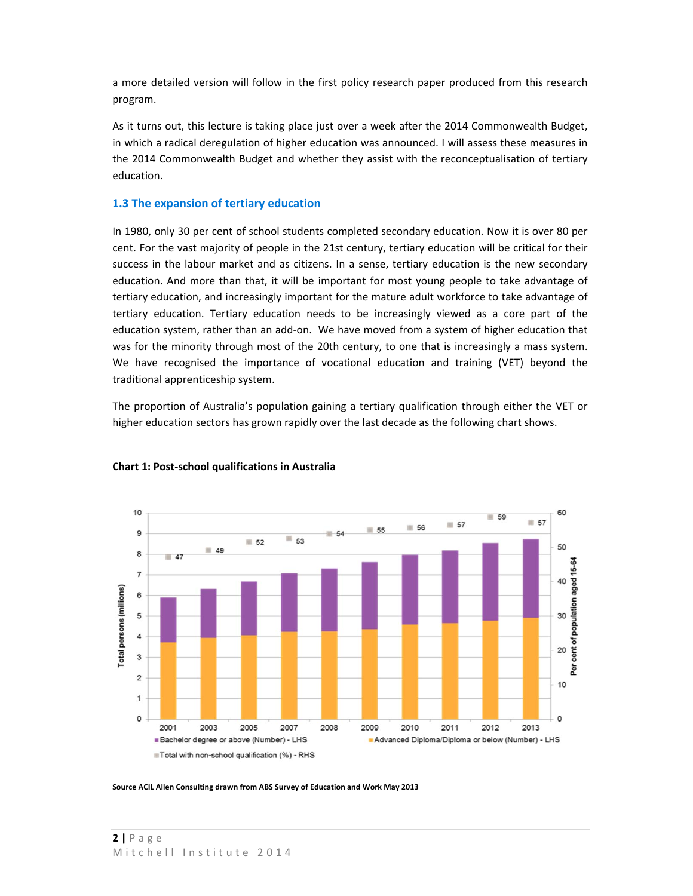a more detailed version will follow in the first policy research paper produced from this research program.

As it turns out, this lecture is taking place just over a week after the 2014 Commonwealth Budget, in which a radical deregulation of higher education was announced. I will assess these measures in the 2014 Commonwealth Budget and whether they assist with the reconceptualisation of tertiary education.

### 1.3 The expansion of tertiary education

In 1980, only 30 per cent of school students completed secondary education. Now it is over 80 per cent. For the vast majority of people in the 21st century, tertiary education will be critical for their success in the labour market and as citizens. In a sense, tertiary education is the new secondary education. And more than that, it will be important for most young people to take advantage of tertiary education, and increasingly important for the mature adult workforce to take advantage of tertiary education. Tertiary education needs to be increasingly viewed as a core part of the education system, rather than an add-on. We have moved from a system of higher education that was for the minority through most of the 20th century, to one that is increasingly a mass system. We have recognised the importance of vocational education and training (VET) beyond the traditional apprenticeship system.

The proportion of Australia's population gaining a tertiary qualification through either the VET or higher education sectors has grown rapidly over the last decade as the following chart shows.

**Chart 1: Post-school qualifications in Australia**

| Year | Total with non-school qualification (%) - RHS |
|---|---|
| 2001 | 47 |
| 2003 | 49 |
| 2005 | 52 |
| 2007 | 53 |
| 2008 | 54 |
| 2009 | 55 |
| 2010 | 56 |
| 2011 | 57 |
| 2012 | 59 |
| 2013 | 57 |

Legend: Bachelor degree or above (Number) - LHS; Advanced Diploma/Diploma or below (Number) - LHS; Total with non-school qualification (%) - RHS. Left axis: Total persons (millions); right axis: Per cent of population aged 15-64.

**Source ACIL Allen Consulting drawn from ABS Survey of Education and Work May 2013**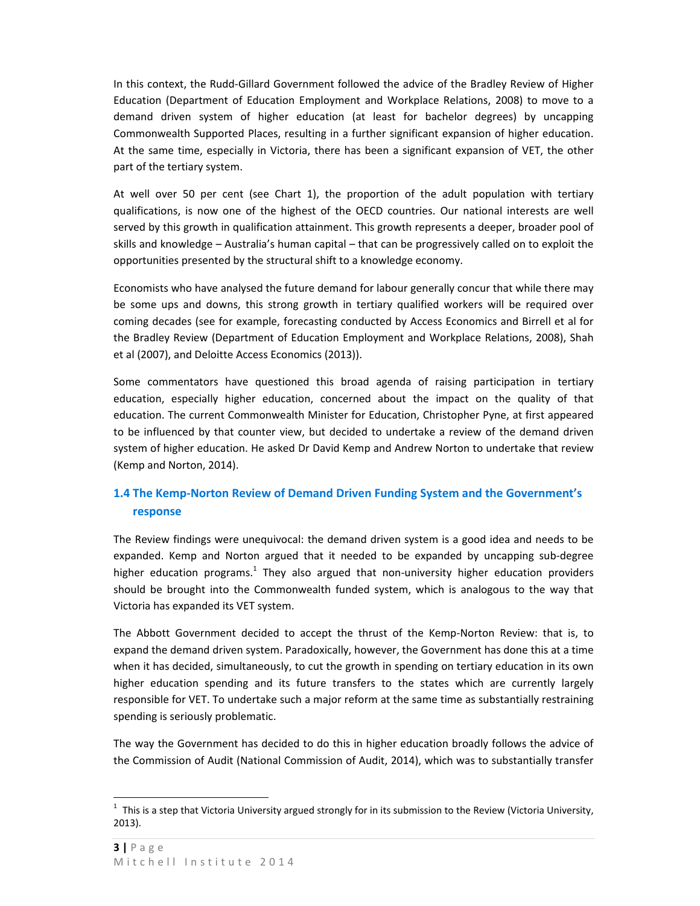In this context, the Rudd-Gillard Government followed the advice of the Bradley Review of Higher Education (Department of Education Employment and Workplace Relations, 2008) to move to a demand driven system of higher education (at least for bachelor degrees) by uncapping Commonwealth Supported Places, resulting in a further significant expansion of higher education. At the same time, especially in Victoria, there has been a significant expansion of VET, the other part of the tertiary system.

At well over 50 per cent (see Chart 1), the proportion of the adult population with tertiary qualifications, is now one of the highest of the OECD countries. Our national interests are well served by this growth in qualification attainment. This growth represents a deeper, broader pool of skills and knowledge – Australia's human capital – that can be progressively called on to exploit the opportunities presented by the structural shift to a knowledge economy.

Economists who have analysed the future demand for labour generally concur that while there may be some ups and downs, this strong growth in tertiary qualified workers will be required over coming decades (see for example, forecasting conducted by Access Economics and Birrell et al for the Bradley Review (Department of Education Employment and Workplace Relations, 2008), Shah et al (2007), and Deloitte Access Economics (2013)).

Some commentators have questioned this broad agenda of raising participation in tertiary education, especially higher education, concerned about the impact on the quality of that education. The current Commonwealth Minister for Education, Christopher Pyne, at first appeared to be influenced by that counter view, but decided to undertake a review of the demand driven system of higher education. He asked Dr David Kemp and Andrew Norton to undertake that review (Kemp and Norton, 2014).

### 1.4 The Kemp-Norton Review of Demand Driven Funding System and the Government's response

The Review findings were unequivocal: the demand driven system is a good idea and needs to be expanded. Kemp and Norton argued that it needed to be expanded by uncapping sub-degree higher education programs.[1] They also argued that non-university higher education providers should be brought into the Commonwealth funded system, which is analogous to the way that Victoria has expanded its VET system.

The Abbott Government decided to accept the thrust of the Kemp-Norton Review: that is, to expand the demand driven system. Paradoxically, however, the Government has done this at a time when it has decided, simultaneously, to cut the growth in spending on tertiary education in its own higher education spending and its future transfers to the states which are currently largely responsible for VET. To undertake such a major reform at the same time as substantially restraining spending is seriously problematic.

The way the Government has decided to do this in higher education broadly follows the advice of the Commission of Audit (National Commission of Audit, 2014), which was to substantially transfer

---

[1] This is a step that Victoria University argued strongly for in its submission to the Review (Victoria University, 2013).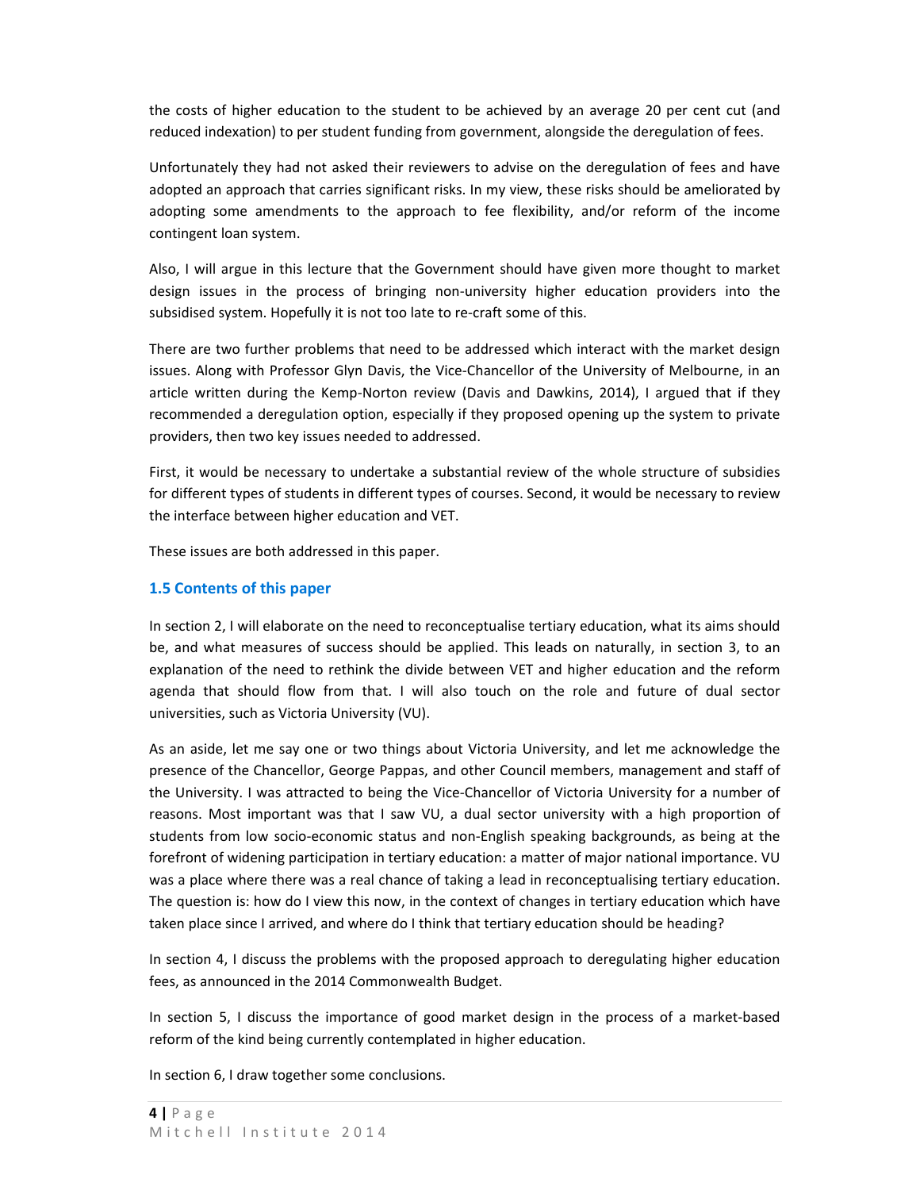the costs of higher education to the student to be achieved by an average 20 per cent cut (and reduced indexation) to per student funding from government, alongside the deregulation of fees.

Unfortunately they had not asked their reviewers to advise on the deregulation of fees and have adopted an approach that carries significant risks. In my view, these risks should be ameliorated by adopting some amendments to the approach to fee flexibility, and/or reform of the income contingent loan system.

Also, I will argue in this lecture that the Government should have given more thought to market design issues in the process of bringing non-university higher education providers into the subsidised system. Hopefully it is not too late to re-craft some of this.

There are two further problems that need to be addressed which interact with the market design issues. Along with Professor Glyn Davis, the Vice-Chancellor of the University of Melbourne, in an article written during the Kemp-Norton review (Davis and Dawkins, 2014), I argued that if they recommended a deregulation option, especially if they proposed opening up the system to private providers, then two key issues needed to addressed.

First, it would be necessary to undertake a substantial review of the whole structure of subsidies for different types of students in different types of courses. Second, it would be necessary to review the interface between higher education and VET.

These issues are both addressed in this paper.

### 1.5 Contents of this paper

In section 2, I will elaborate on the need to reconceptualise tertiary education, what its aims should be, and what measures of success should be applied. This leads on naturally, in section 3, to an explanation of the need to rethink the divide between VET and higher education and the reform agenda that should flow from that. I will also touch on the role and future of dual sector universities, such as Victoria University (VU).

As an aside, let me say one or two things about Victoria University, and let me acknowledge the presence of the Chancellor, George Pappas, and other Council members, management and staff of the University. I was attracted to being the Vice-Chancellor of Victoria University for a number of reasons. Most important was that I saw VU, a dual sector university with a high proportion of students from low socio-economic status and non-English speaking backgrounds, as being at the forefront of widening participation in tertiary education: a matter of major national importance. VU was a place where there was a real chance of taking a lead in reconceptualising tertiary education. The question is: how do I view this now, in the context of changes in tertiary education which have taken place since I arrived, and where do I think that tertiary education should be heading?

In section 4, I discuss the problems with the proposed approach to deregulating higher education fees, as announced in the 2014 Commonwealth Budget.

In section 5, I discuss the importance of good market design in the process of a market-based reform of the kind being currently contemplated in higher education.

In section 6, I draw together some conclusions.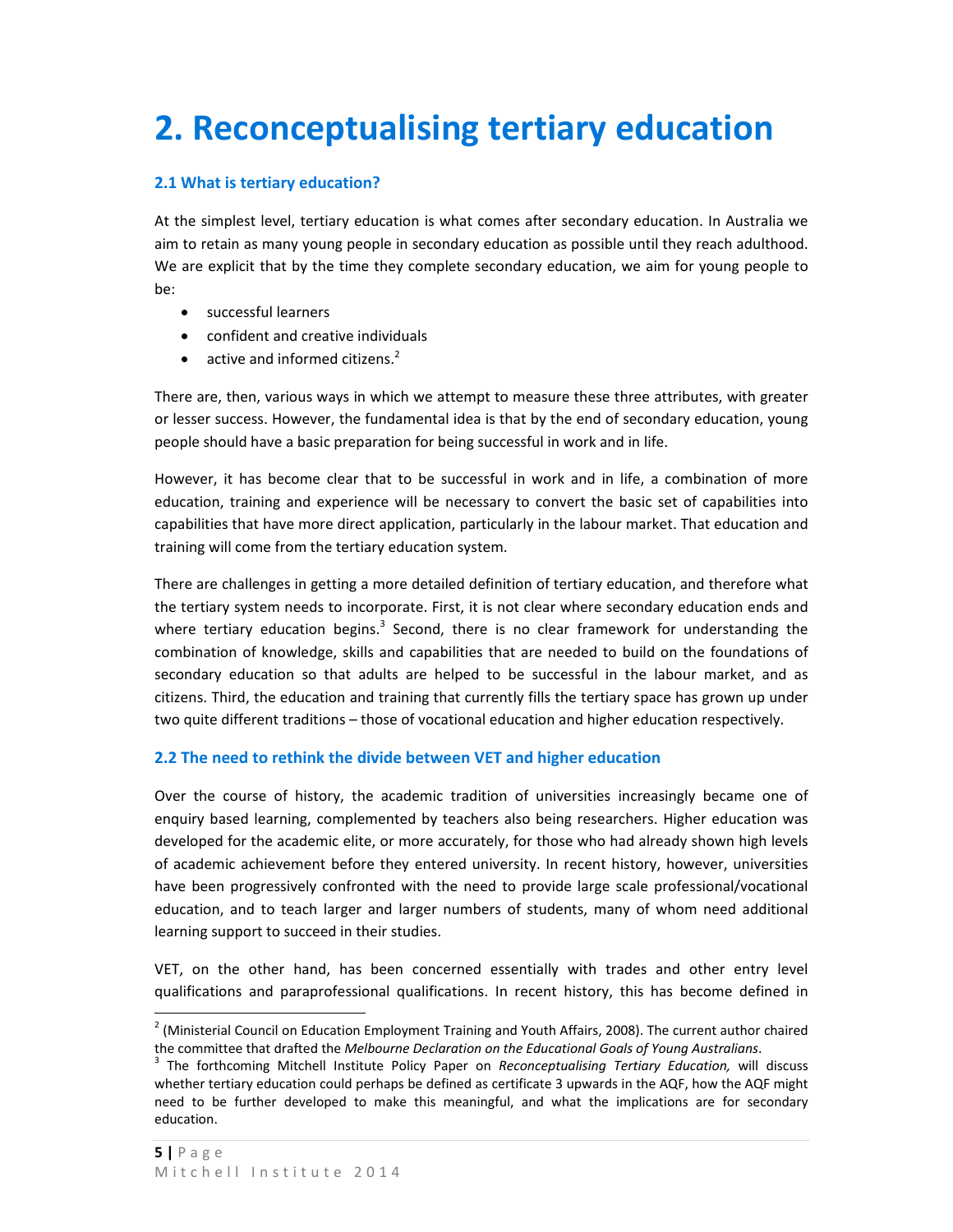# 2. Reconceptualising tertiary education

## 2.1 What is tertiary education?

At the simplest level, tertiary education is what comes after secondary education. In Australia we aim to retain as many young people in secondary education as possible until they reach adulthood. We are explicit that by the time they complete secondary education, we aim for young people to be:

- successful learners
- confident and creative individuals
- active and informed citizens.[2]

There are, then, various ways in which we attempt to measure these three attributes, with greater or lesser success. However, the fundamental idea is that by the end of secondary education, young people should have a basic preparation for being successful in work and in life.

However, it has become clear that to be successful in work and in life, a combination of more education, training and experience will be necessary to convert the basic set of capabilities into capabilities that have more direct application, particularly in the labour market. That education and training will come from the tertiary education system.

There are challenges in getting a more detailed definition of tertiary education, and therefore what the tertiary system needs to incorporate. First, it is not clear where secondary education ends and where tertiary education begins.[3] Second, there is no clear framework for understanding the combination of knowledge, skills and capabilities that are needed to build on the foundations of secondary education so that adults are helped to be successful in the labour market, and as citizens. Third, the education and training that currently fills the tertiary space has grown up under two quite different traditions – those of vocational education and higher education respectively.

## 2.2 The need to rethink the divide between VET and higher education

Over the course of history, the academic tradition of universities increasingly became one of enquiry based learning, complemented by teachers also being researchers. Higher education was developed for the academic elite, or more accurately, for those who had already shown high levels of academic achievement before they entered university. In recent history, however, universities have been progressively confronted with the need to provide large scale professional/vocational education, and to teach larger and larger numbers of students, many of whom need additional learning support to succeed in their studies.

VET, on the other hand, has been concerned essentially with trades and other entry level qualifications and paraprofessional qualifications. In recent history, this has become defined in

---

[2] (Ministerial Council on Education Employment Training and Youth Affairs, 2008). The current author chaired the committee that drafted the *Melbourne Declaration on the Educational Goals of Young Australians*.

[3] The forthcoming Mitchell Institute Policy Paper on *Reconceptualising Tertiary Education,* will discuss whether tertiary education could perhaps be defined as certificate 3 upwards in the AQF, how the AQF might need to be further developed to make this meaningful, and what the implications are for secondary education.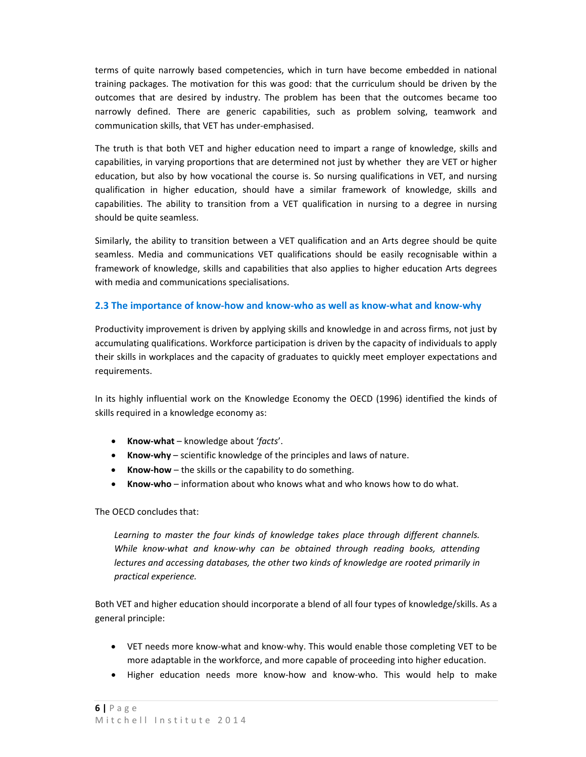terms of quite narrowly based competencies, which in turn have become embedded in national training packages. The motivation for this was good: that the curriculum should be driven by the outcomes that are desired by industry. The problem has been that the outcomes became too narrowly defined. There are generic capabilities, such as problem solving, teamwork and communication skills, that VET has under-emphasised.

The truth is that both VET and higher education need to impart a range of knowledge, skills and capabilities, in varying proportions that are determined not just by whether they are VET or higher education, but also by how vocational the course is. So nursing qualifications in VET, and nursing qualification in higher education, should have a similar framework of knowledge, skills and capabilities. The ability to transition from a VET qualification in nursing to a degree in nursing should be quite seamless.

Similarly, the ability to transition between a VET qualification and an Arts degree should be quite seamless. Media and communications VET qualifications should be easily recognisable within a framework of knowledge, skills and capabilities that also applies to higher education Arts degrees with media and communications specialisations.

### 2.3 The importance of know-how and know-who as well as know-what and know-why

Productivity improvement is driven by applying skills and knowledge in and across firms, not just by accumulating qualifications. Workforce participation is driven by the capacity of individuals to apply their skills in workplaces and the capacity of graduates to quickly meet employer expectations and requirements.

In its highly influential work on the Knowledge Economy the OECD (1996) identified the kinds of skills required in a knowledge economy as:

- **Know-what** – knowledge about '*facts*'.
- **Know-why** – scientific knowledge of the principles and laws of nature.
- **Know-how** – the skills or the capability to do something.
- **Know-who** – information about who knows what and who knows how to do what.

The OECD concludes that:

> *Learning to master the four kinds of knowledge takes place through different channels. While know-what and know-why can be obtained through reading books, attending lectures and accessing databases, the other two kinds of knowledge are rooted primarily in practical experience.*

Both VET and higher education should incorporate a blend of all four types of knowledge/skills. As a general principle:

- VET needs more know-what and know-why. This would enable those completing VET to be more adaptable in the workforce, and more capable of proceeding into higher education.
- Higher education needs more know-how and know-who. This would help to make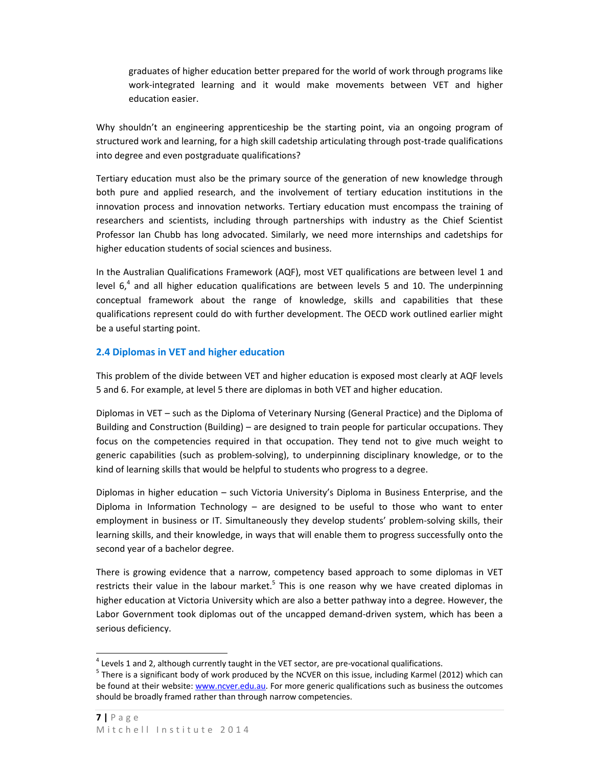graduates of higher education better prepared for the world of work through programs like work-integrated learning and it would make movements between VET and higher education easier.

Why shouldn't an engineering apprenticeship be the starting point, via an ongoing program of structured work and learning, for a high skill cadetship articulating through post-trade qualifications into degree and even postgraduate qualifications?

Tertiary education must also be the primary source of the generation of new knowledge through both pure and applied research, and the involvement of tertiary education institutions in the innovation process and innovation networks. Tertiary education must encompass the training of researchers and scientists, including through partnerships with industry as the Chief Scientist Professor Ian Chubb has long advocated. Similarly, we need more internships and cadetships for higher education students of social sciences and business.

In the Australian Qualifications Framework (AQF), most VET qualifications are between level 1 and level 6,[4] and all higher education qualifications are between levels 5 and 10. The underpinning conceptual framework about the range of knowledge, skills and capabilities that these qualifications represent could do with further development. The OECD work outlined earlier might be a useful starting point.

### 2.4 Diplomas in VET and higher education

This problem of the divide between VET and higher education is exposed most clearly at AQF levels 5 and 6. For example, at level 5 there are diplomas in both VET and higher education.

Diplomas in VET – such as the Diploma of Veterinary Nursing (General Practice) and the Diploma of Building and Construction (Building) – are designed to train people for particular occupations. They focus on the competencies required in that occupation. They tend not to give much weight to generic capabilities (such as problem-solving), to underpinning disciplinary knowledge, or to the kind of learning skills that would be helpful to students who progress to a degree.

Diplomas in higher education – such Victoria University's Diploma in Business Enterprise, and the Diploma in Information Technology – are designed to be useful to those who want to enter employment in business or IT. Simultaneously they develop students' problem-solving skills, their learning skills, and their knowledge, in ways that will enable them to progress successfully onto the second year of a bachelor degree.

There is growing evidence that a narrow, competency based approach to some diplomas in VET restricts their value in the labour market.[5] This is one reason why we have created diplomas in higher education at Victoria University which are also a better pathway into a degree. However, the Labor Government took diplomas out of the uncapped demand-driven system, which has been a serious deficiency.

---

[4] Levels 1 and 2, although currently taught in the VET sector, are pre-vocational qualifications.

[5] There is a significant body of work produced by the NCVER on this issue, including Karmel (2012) which can be found at their website: www.ncver.edu.au. For more generic qualifications such as business the outcomes should be broadly framed rather than through narrow competencies.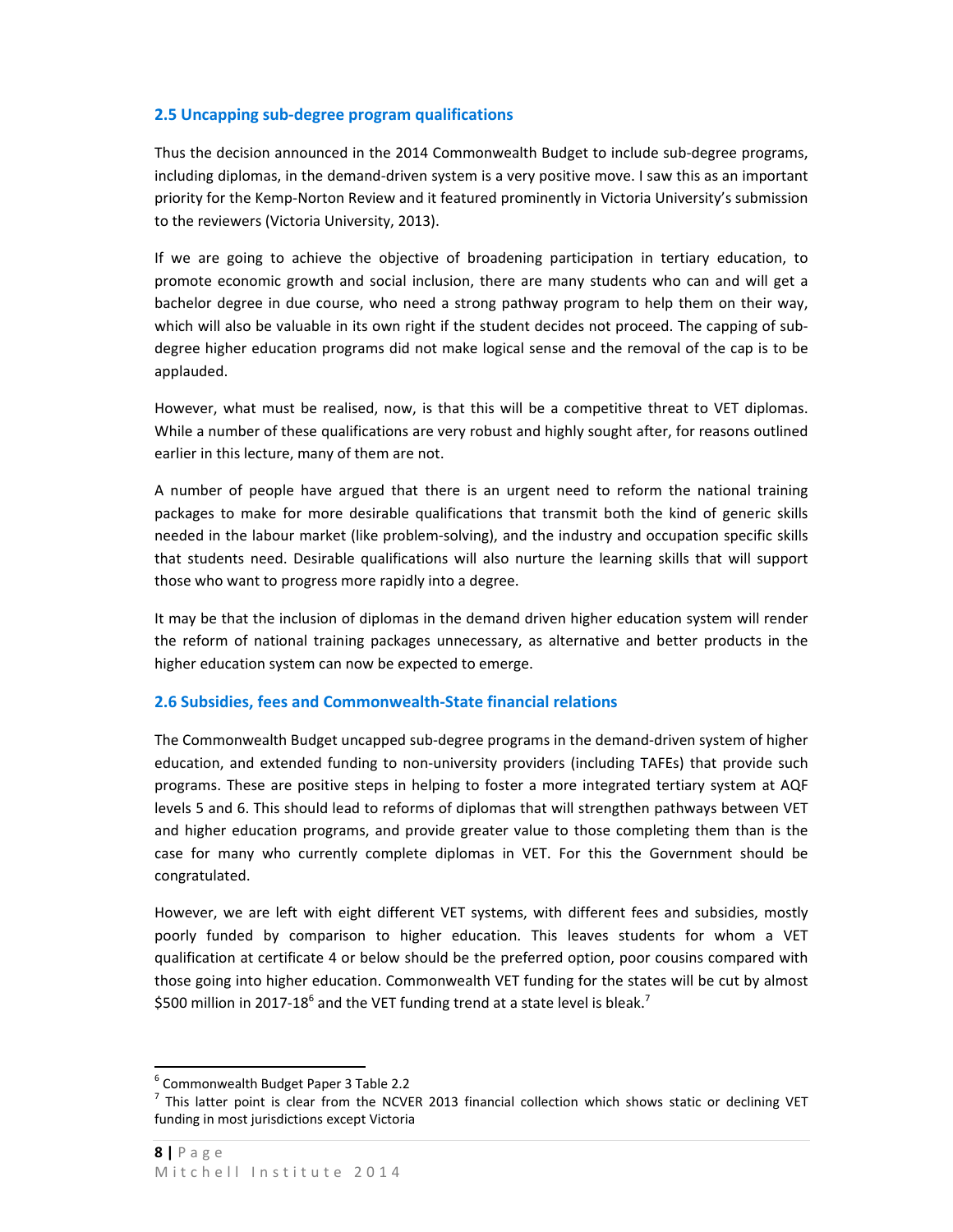## 2.5 Uncapping sub-degree program qualifications

Thus the decision announced in the 2014 Commonwealth Budget to include sub-degree programs, including diplomas, in the demand-driven system is a very positive move. I saw this as an important priority for the Kemp-Norton Review and it featured prominently in Victoria University's submission to the reviewers (Victoria University, 2013).

If we are going to achieve the objective of broadening participation in tertiary education, to promote economic growth and social inclusion, there are many students who can and will get a bachelor degree in due course, who need a strong pathway program to help them on their way, which will also be valuable in its own right if the student decides not proceed. The capping of sub-degree higher education programs did not make logical sense and the removal of the cap is to be applauded.

However, what must be realised, now, is that this will be a competitive threat to VET diplomas. While a number of these qualifications are very robust and highly sought after, for reasons outlined earlier in this lecture, many of them are not.

A number of people have argued that there is an urgent need to reform the national training packages to make for more desirable qualifications that transmit both the kind of generic skills needed in the labour market (like problem-solving), and the industry and occupation specific skills that students need. Desirable qualifications will also nurture the learning skills that will support those who want to progress more rapidly into a degree.

It may be that the inclusion of diplomas in the demand driven higher education system will render the reform of national training packages unnecessary, as alternative and better products in the higher education system can now be expected to emerge.

## 2.6 Subsidies, fees and Commonwealth-State financial relations

The Commonwealth Budget uncapped sub-degree programs in the demand-driven system of higher education, and extended funding to non-university providers (including TAFEs) that provide such programs. These are positive steps in helping to foster a more integrated tertiary system at AQF levels 5 and 6. This should lead to reforms of diplomas that will strengthen pathways between VET and higher education programs, and provide greater value to those completing them than is the case for many who currently complete diplomas in VET. For this the Government should be congratulated.

However, we are left with eight different VET systems, with different fees and subsidies, mostly poorly funded by comparison to higher education. This leaves students for whom a VET qualification at certificate 4 or below should be the preferred option, poor cousins compared with those going into higher education. Commonwealth VET funding for the states will be cut by almost $500 million in 2017-18[6] and the VET funding trend at a state level is bleak.[7]

---

[6] Commonwealth Budget Paper 3 Table 2.2

[7] This latter point is clear from the NCVER 2013 financial collection which shows static or declining VET funding in most jurisdictions except Victoria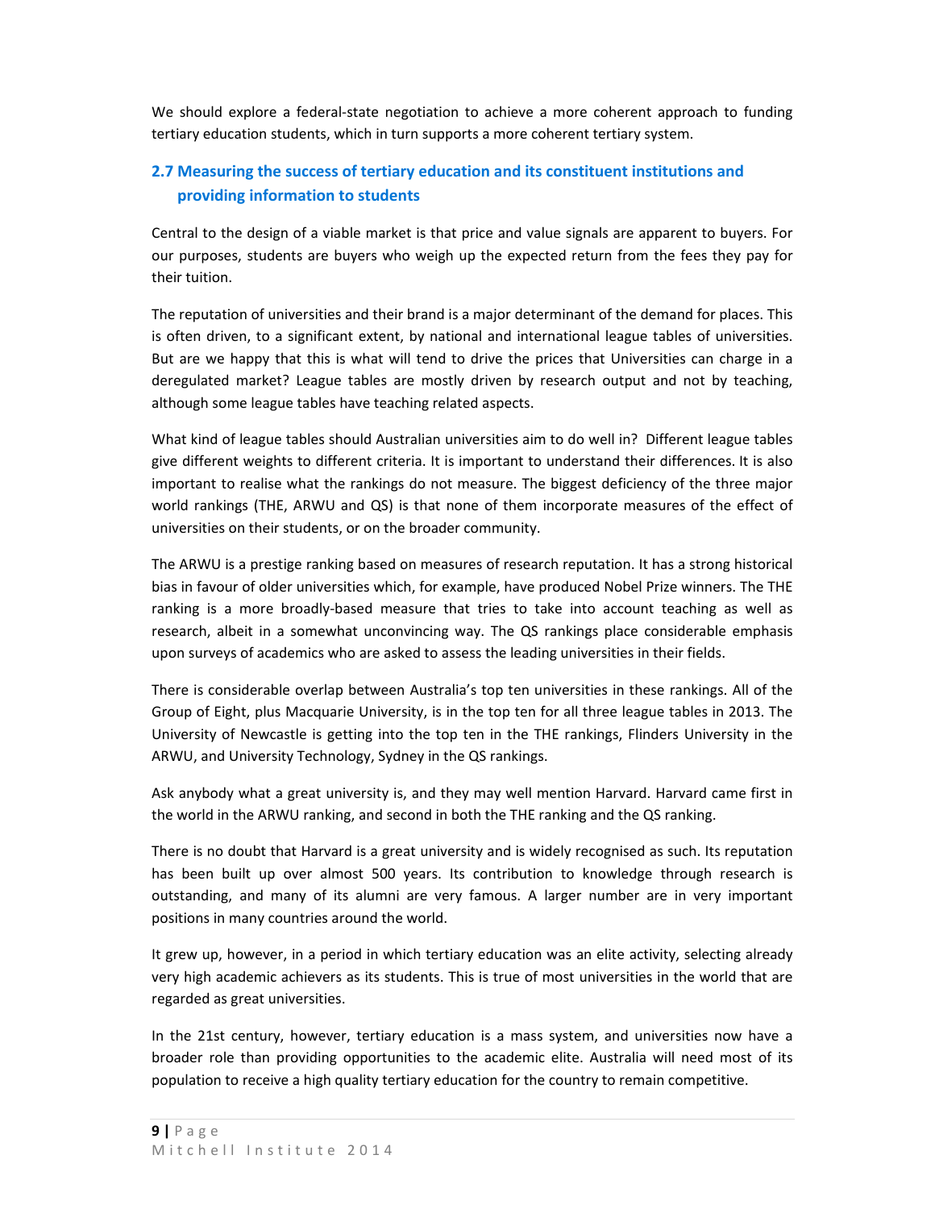We should explore a federal-state negotiation to achieve a more coherent approach to funding tertiary education students, which in turn supports a more coherent tertiary system.

## 2.7 Measuring the success of tertiary education and its constituent institutions and providing information to students

Central to the design of a viable market is that price and value signals are apparent to buyers. For our purposes, students are buyers who weigh up the expected return from the fees they pay for their tuition.

The reputation of universities and their brand is a major determinant of the demand for places. This is often driven, to a significant extent, by national and international league tables of universities. But are we happy that this is what will tend to drive the prices that Universities can charge in a deregulated market? League tables are mostly driven by research output and not by teaching, although some league tables have teaching related aspects.

What kind of league tables should Australian universities aim to do well in? Different league tables give different weights to different criteria. It is important to understand their differences. It is also important to realise what the rankings do not measure. The biggest deficiency of the three major world rankings (THE, ARWU and QS) is that none of them incorporate measures of the effect of universities on their students, or on the broader community.

The ARWU is a prestige ranking based on measures of research reputation. It has a strong historical bias in favour of older universities which, for example, have produced Nobel Prize winners. The THE ranking is a more broadly-based measure that tries to take into account teaching as well as research, albeit in a somewhat unconvincing way. The QS rankings place considerable emphasis upon surveys of academics who are asked to assess the leading universities in their fields.

There is considerable overlap between Australia's top ten universities in these rankings. All of the Group of Eight, plus Macquarie University, is in the top ten for all three league tables in 2013. The University of Newcastle is getting into the top ten in the THE rankings, Flinders University in the ARWU, and University Technology, Sydney in the QS rankings.

Ask anybody what a great university is, and they may well mention Harvard. Harvard came first in the world in the ARWU ranking, and second in both the THE ranking and the QS ranking.

There is no doubt that Harvard is a great university and is widely recognised as such. Its reputation has been built up over almost 500 years. Its contribution to knowledge through research is outstanding, and many of its alumni are very famous. A larger number are in very important positions in many countries around the world.

It grew up, however, in a period in which tertiary education was an elite activity, selecting already very high academic achievers as its students. This is true of most universities in the world that are regarded as great universities.

In the 21st century, however, tertiary education is a mass system, and universities now have a broader role than providing opportunities to the academic elite. Australia will need most of its population to receive a high quality tertiary education for the country to remain competitive.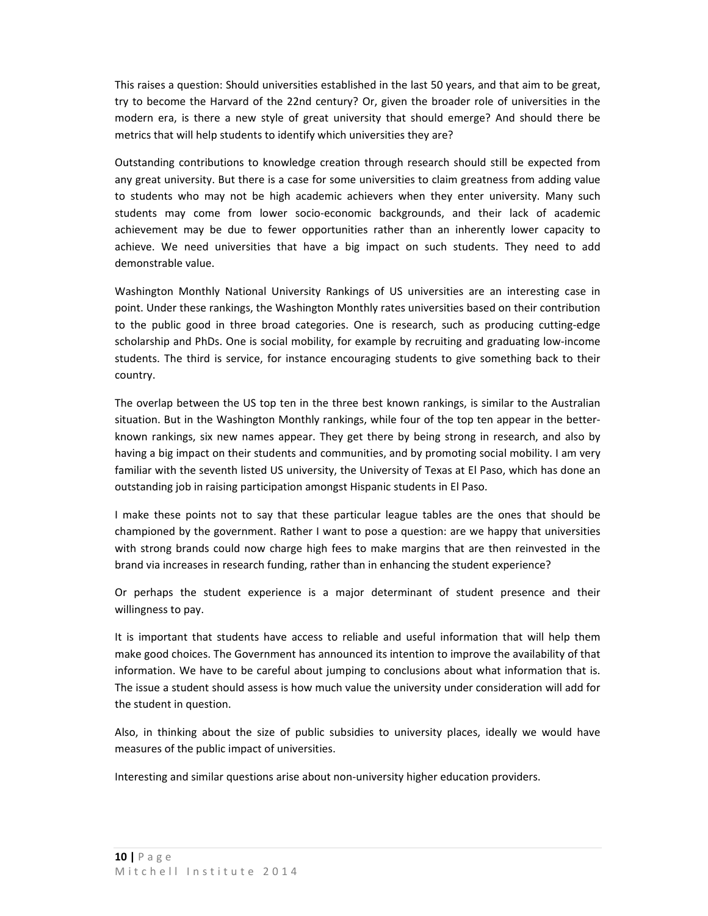This raises a question: Should universities established in the last 50 years, and that aim to be great, try to become the Harvard of the 22nd century? Or, given the broader role of universities in the modern era, is there a new style of great university that should emerge? And should there be metrics that will help students to identify which universities they are?

Outstanding contributions to knowledge creation through research should still be expected from any great university. But there is a case for some universities to claim greatness from adding value to students who may not be high academic achievers when they enter university. Many such students may come from lower socio-economic backgrounds, and their lack of academic achievement may be due to fewer opportunities rather than an inherently lower capacity to achieve. We need universities that have a big impact on such students. They need to add demonstrable value.

Washington Monthly National University Rankings of US universities are an interesting case in point. Under these rankings, the Washington Monthly rates universities based on their contribution to the public good in three broad categories. One is research, such as producing cutting-edge scholarship and PhDs. One is social mobility, for example by recruiting and graduating low-income students. The third is service, for instance encouraging students to give something back to their country.

The overlap between the US top ten in the three best known rankings, is similar to the Australian situation. But in the Washington Monthly rankings, while four of the top ten appear in the better-known rankings, six new names appear. They get there by being strong in research, and also by having a big impact on their students and communities, and by promoting social mobility. I am very familiar with the seventh listed US university, the University of Texas at El Paso, which has done an outstanding job in raising participation amongst Hispanic students in El Paso.

I make these points not to say that these particular league tables are the ones that should be championed by the government. Rather I want to pose a question: are we happy that universities with strong brands could now charge high fees to make margins that are then reinvested in the brand via increases in research funding, rather than in enhancing the student experience?

Or perhaps the student experience is a major determinant of student presence and their willingness to pay.

It is important that students have access to reliable and useful information that will help them make good choices. The Government has announced its intention to improve the availability of that information. We have to be careful about jumping to conclusions about what information that is. The issue a student should assess is how much value the university under consideration will add for the student in question.

Also, in thinking about the size of public subsidies to university places, ideally we would have measures of the public impact of universities.

Interesting and similar questions arise about non-university higher education providers.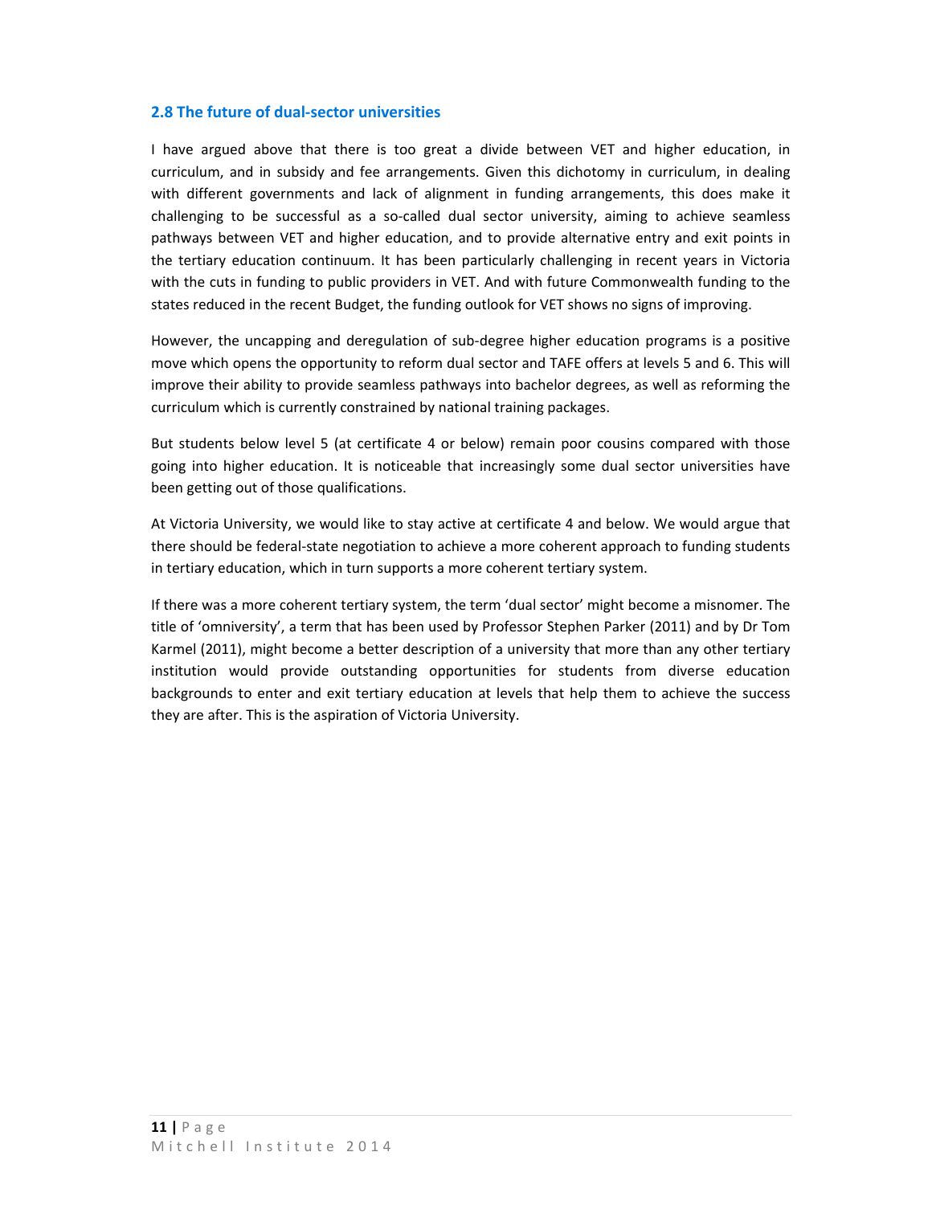### 2.8 The future of dual-sector universities

I have argued above that there is too great a divide between VET and higher education, in curriculum, and in subsidy and fee arrangements. Given this dichotomy in curriculum, in dealing with different governments and lack of alignment in funding arrangements, this does make it challenging to be successful as a so-called dual sector university, aiming to achieve seamless pathways between VET and higher education, and to provide alternative entry and exit points in the tertiary education continuum. It has been particularly challenging in recent years in Victoria with the cuts in funding to public providers in VET. And with future Commonwealth funding to the states reduced in the recent Budget, the funding outlook for VET shows no signs of improving.

However, the uncapping and deregulation of sub-degree higher education programs is a positive move which opens the opportunity to reform dual sector and TAFE offers at levels 5 and 6. This will improve their ability to provide seamless pathways into bachelor degrees, as well as reforming the curriculum which is currently constrained by national training packages.

But students below level 5 (at certificate 4 or below) remain poor cousins compared with those going into higher education. It is noticeable that increasingly some dual sector universities have been getting out of those qualifications.

At Victoria University, we would like to stay active at certificate 4 and below. We would argue that there should be federal-state negotiation to achieve a more coherent approach to funding students in tertiary education, which in turn supports a more coherent tertiary system.

If there was a more coherent tertiary system, the term 'dual sector' might become a misnomer. The title of 'omniversity', a term that has been used by Professor Stephen Parker (2011) and by Dr Tom Karmel (2011), might become a better description of a university that more than any other tertiary institution would provide outstanding opportunities for students from diverse education backgrounds to enter and exit tertiary education at levels that help them to achieve the success they are after. This is the aspiration of Victoria University.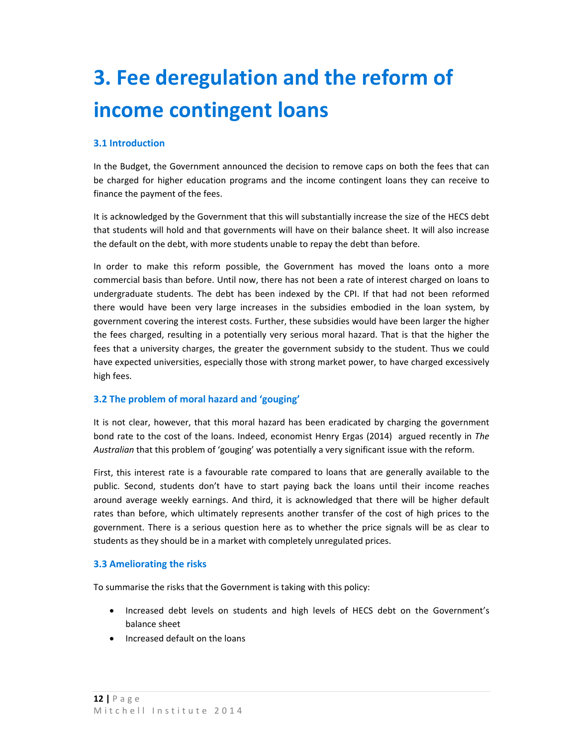# 3. Fee deregulation and the reform of income contingent loans

### 3.1 Introduction

In the Budget, the Government announced the decision to remove caps on both the fees that can be charged for higher education programs and the income contingent loans they can receive to finance the payment of the fees.

It is acknowledged by the Government that this will substantially increase the size of the HECS debt that students will hold and that governments will have on their balance sheet. It will also increase the default on the debt, with more students unable to repay the debt than before.

In order to make this reform possible, the Government has moved the loans onto a more commercial basis than before. Until now, there has not been a rate of interest charged on loans to undergraduate students. The debt has been indexed by the CPI. If that had not been reformed there would have been very large increases in the subsidies embodied in the loan system, by government covering the interest costs. Further, these subsidies would have been larger the higher the fees charged, resulting in a potentially very serious moral hazard. That is that the higher the fees that a university charges, the greater the government subsidy to the student. Thus we could have expected universities, especially those with strong market power, to have charged excessively high fees.

### 3.2 The problem of moral hazard and 'gouging'

It is not clear, however, that this moral hazard has been eradicated by charging the government bond rate to the cost of the loans. Indeed, economist Henry Ergas (2014) argued recently in *The Australian* that this problem of 'gouging' was potentially a very significant issue with the reform.

First, this interest rate is a favourable rate compared to loans that are generally available to the public. Second, students don't have to start paying back the loans until their income reaches around average weekly earnings. And third, it is acknowledged that there will be higher default rates than before, which ultimately represents another transfer of the cost of high prices to the government. There is a serious question here as to whether the price signals will be as clear to students as they should be in a market with completely unregulated prices.

### 3.3 Ameliorating the risks

To summarise the risks that the Government is taking with this policy:

- Increased debt levels on students and high levels of HECS debt on the Government's balance sheet
- Increased default on the loans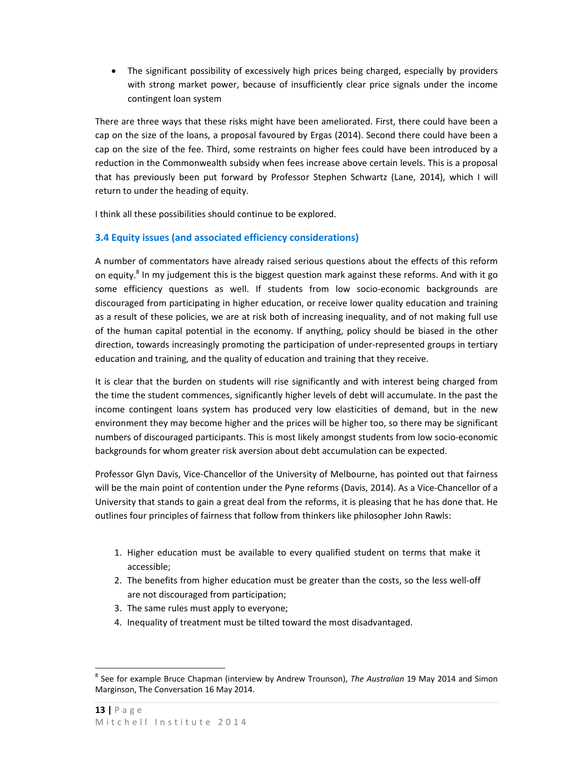- The significant possibility of excessively high prices being charged, especially by providers with strong market power, because of insufficiently clear price signals under the income contingent loan system

There are three ways that these risks might have been ameliorated. First, there could have been a cap on the size of the loans, a proposal favoured by Ergas (2014). Second there could have been a cap on the size of the fee. Third, some restraints on higher fees could have been introduced by a reduction in the Commonwealth subsidy when fees increase above certain levels. This is a proposal that has previously been put forward by Professor Stephen Schwartz (Lane, 2014), which I will return to under the heading of equity.

I think all these possibilities should continue to be explored.

### 3.4 Equity issues (and associated efficiency considerations)

A number of commentators have already raised serious questions about the effects of this reform on equity.[8] In my judgement this is the biggest question mark against these reforms. And with it go some efficiency questions as well. If students from low socio-economic backgrounds are discouraged from participating in higher education, or receive lower quality education and training as a result of these policies, we are at risk both of increasing inequality, and of not making full use of the human capital potential in the economy. If anything, policy should be biased in the other direction, towards increasingly promoting the participation of under-represented groups in tertiary education and training, and the quality of education and training that they receive.

It is clear that the burden on students will rise significantly and with interest being charged from the time the student commences, significantly higher levels of debt will accumulate. In the past the income contingent loans system has produced very low elasticities of demand, but in the new environment they may become higher and the prices will be higher too, so there may be significant numbers of discouraged participants. This is most likely amongst students from low socio-economic backgrounds for whom greater risk aversion about debt accumulation can be expected.

Professor Glyn Davis, Vice-Chancellor of the University of Melbourne, has pointed out that fairness will be the main point of contention under the Pyne reforms (Davis, 2014). As a Vice-Chancellor of a University that stands to gain a great deal from the reforms, it is pleasing that he has done that. He outlines four principles of fairness that follow from thinkers like philosopher John Rawls:

1. Higher education must be available to every qualified student on terms that make it accessible;
2. The benefits from higher education must be greater than the costs, so the less well-off are not discouraged from participation;
3. The same rules must apply to everyone;
4. Inequality of treatment must be tilted toward the most disadvantaged.

[8] See for example Bruce Chapman (interview by Andrew Trounson), *The Australian* 19 May 2014 and Simon Marginson, The Conversation 16 May 2014.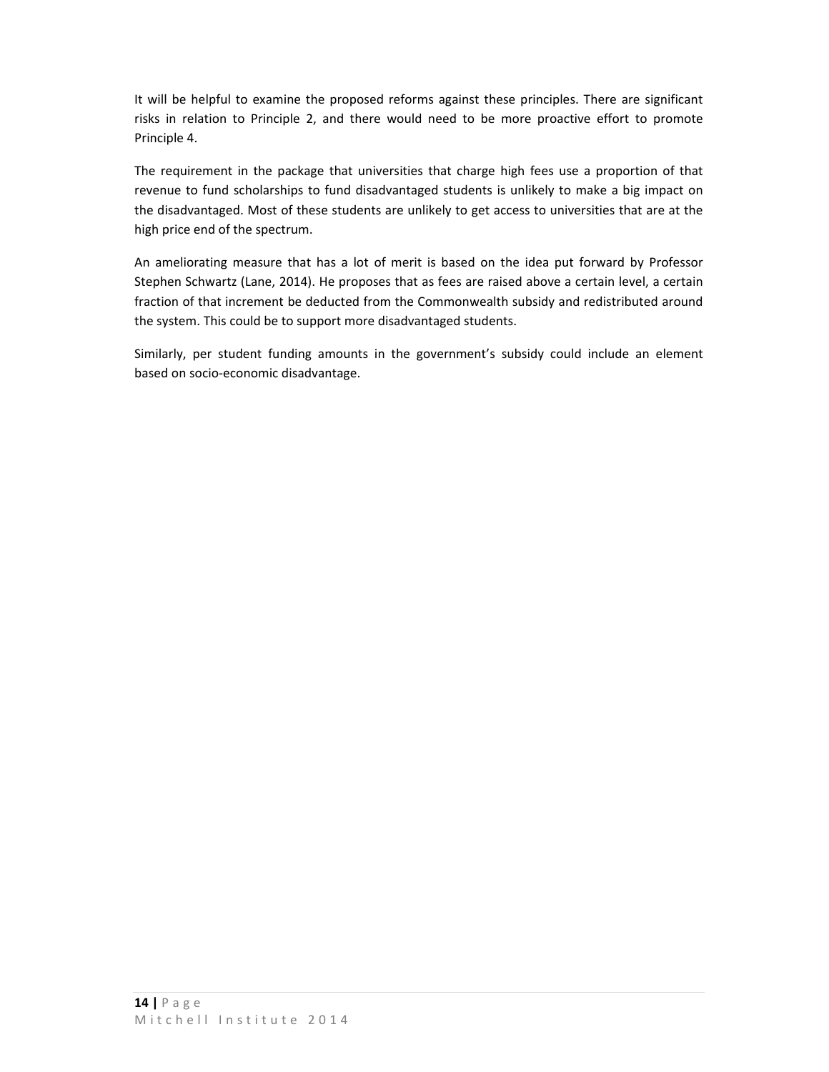It will be helpful to examine the proposed reforms against these principles. There are significant risks in relation to Principle 2, and there would need to be more proactive effort to promote Principle 4.

The requirement in the package that universities that charge high fees use a proportion of that revenue to fund scholarships to fund disadvantaged students is unlikely to make a big impact on the disadvantaged. Most of these students are unlikely to get access to universities that are at the high price end of the spectrum.

An ameliorating measure that has a lot of merit is based on the idea put forward by Professor Stephen Schwartz (Lane, 2014). He proposes that as fees are raised above a certain level, a certain fraction of that increment be deducted from the Commonwealth subsidy and redistributed around the system. This could be to support more disadvantaged students.

Similarly, per student funding amounts in the government's subsidy could include an element based on socio-economic disadvantage.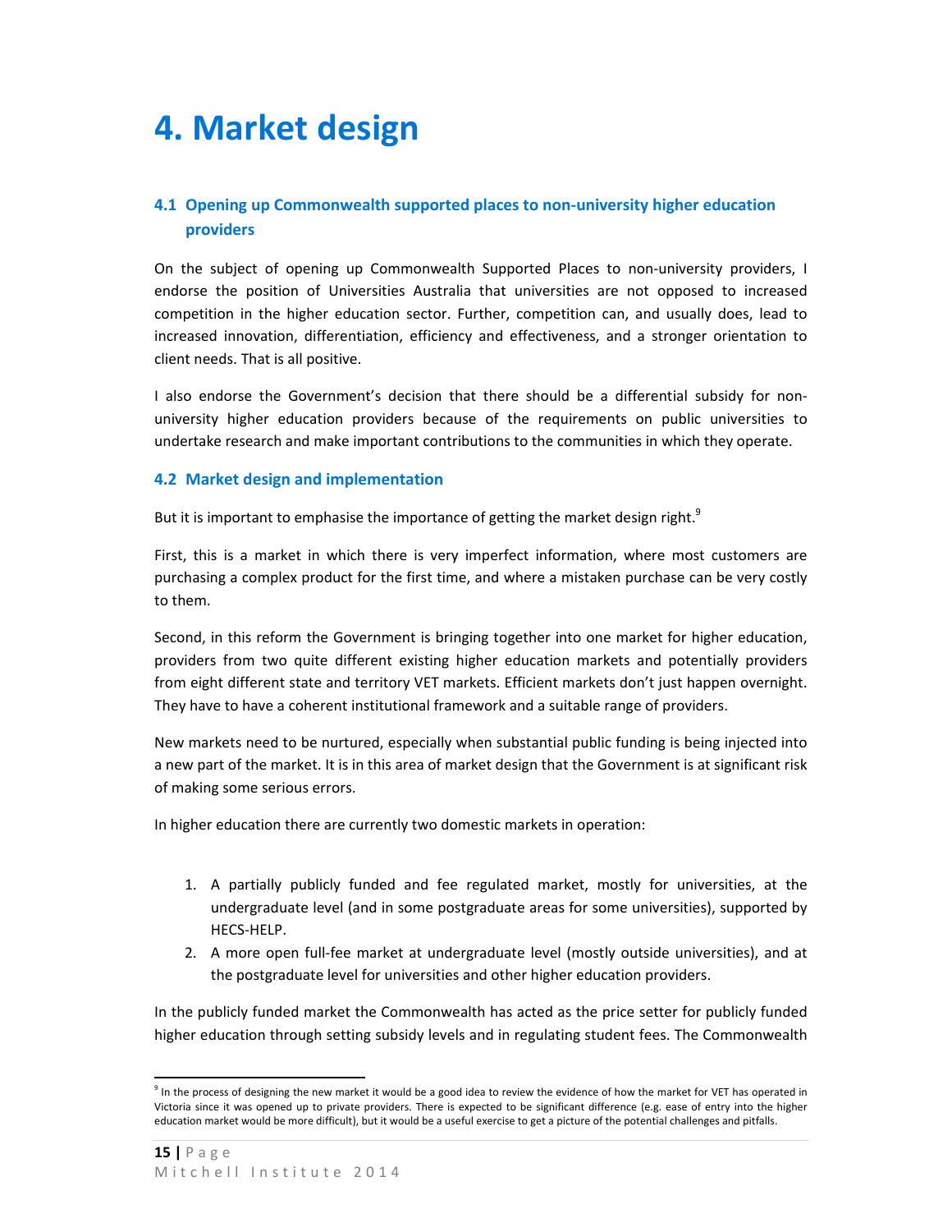# 4. Market design

## 4.1 Opening up Commonwealth supported places to non-university higher education providers

On the subject of opening up Commonwealth Supported Places to non-university providers, I endorse the position of Universities Australia that universities are not opposed to increased competition in the higher education sector. Further, competition can, and usually does, lead to increased innovation, differentiation, efficiency and effectiveness, and a stronger orientation to client needs. That is all positive.

I also endorse the Government's decision that there should be a differential subsidy for non-university higher education providers because of the requirements on public universities to undertake research and make important contributions to the communities in which they operate.

## 4.2 Market design and implementation

But it is important to emphasise the importance of getting the market design right.[9]

First, this is a market in which there is very imperfect information, where most customers are purchasing a complex product for the first time, and where a mistaken purchase can be very costly to them.

Second, in this reform the Government is bringing together into one market for higher education, providers from two quite different existing higher education markets and potentially providers from eight different state and territory VET markets. Efficient markets don't just happen overnight. They have to have a coherent institutional framework and a suitable range of providers.

New markets need to be nurtured, especially when substantial public funding is being injected into a new part of the market. It is in this area of market design that the Government is at significant risk of making some serious errors.

In higher education there are currently two domestic markets in operation:

1. A partially publicly funded and fee regulated market, mostly for universities, at the undergraduate level (and in some postgraduate areas for some universities), supported by HECS-HELP.
2. A more open full-fee market at undergraduate level (mostly outside universities), and at the postgraduate level for universities and other higher education providers.

In the publicly funded market the Commonwealth has acted as the price setter for publicly funded higher education through setting subsidy levels and in regulating student fees. The Commonwealth

[9] In the process of designing the new market it would be a good idea to review the evidence of how the market for VET has operated in Victoria since it was opened up to private providers. There is expected to be significant difference (e.g. ease of entry into the higher education market would be more difficult), but it would be a useful exercise to get a picture of the potential challenges and pitfalls.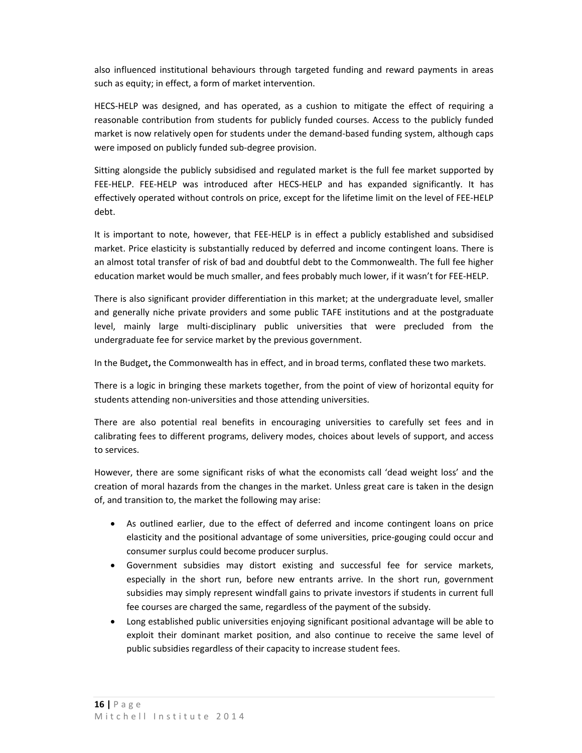also influenced institutional behaviours through targeted funding and reward payments in areas such as equity; in effect, a form of market intervention.

HECS-HELP was designed, and has operated, as a cushion to mitigate the effect of requiring a reasonable contribution from students for publicly funded courses. Access to the publicly funded market is now relatively open for students under the demand-based funding system, although caps were imposed on publicly funded sub-degree provision.

Sitting alongside the publicly subsidised and regulated market is the full fee market supported by FEE-HELP. FEE-HELP was introduced after HECS-HELP and has expanded significantly. It has effectively operated without controls on price, except for the lifetime limit on the level of FEE-HELP debt.

It is important to note, however, that FEE-HELP is in effect a publicly established and subsidised market. Price elasticity is substantially reduced by deferred and income contingent loans. There is an almost total transfer of risk of bad and doubtful debt to the Commonwealth. The full fee higher education market would be much smaller, and fees probably much lower, if it wasn't for FEE-HELP.

There is also significant provider differentiation in this market; at the undergraduate level, smaller and generally niche private providers and some public TAFE institutions and at the postgraduate level, mainly large multi-disciplinary public universities that were precluded from the undergraduate fee for service market by the previous government.

In the Budget**,** the Commonwealth has in effect, and in broad terms, conflated these two markets.

There is a logic in bringing these markets together, from the point of view of horizontal equity for students attending non-universities and those attending universities.

There are also potential real benefits in encouraging universities to carefully set fees and in calibrating fees to different programs, delivery modes, choices about levels of support, and access to services.

However, there are some significant risks of what the economists call 'dead weight loss' and the creation of moral hazards from the changes in the market. Unless great care is taken in the design of, and transition to, the market the following may arise:

- As outlined earlier, due to the effect of deferred and income contingent loans on price elasticity and the positional advantage of some universities, price-gouging could occur and consumer surplus could become producer surplus.
- Government subsidies may distort existing and successful fee for service markets, especially in the short run, before new entrants arrive. In the short run, government subsidies may simply represent windfall gains to private investors if students in current full fee courses are charged the same, regardless of the payment of the subsidy.
- Long established public universities enjoying significant positional advantage will be able to exploit their dominant market position, and also continue to receive the same level of public subsidies regardless of their capacity to increase student fees.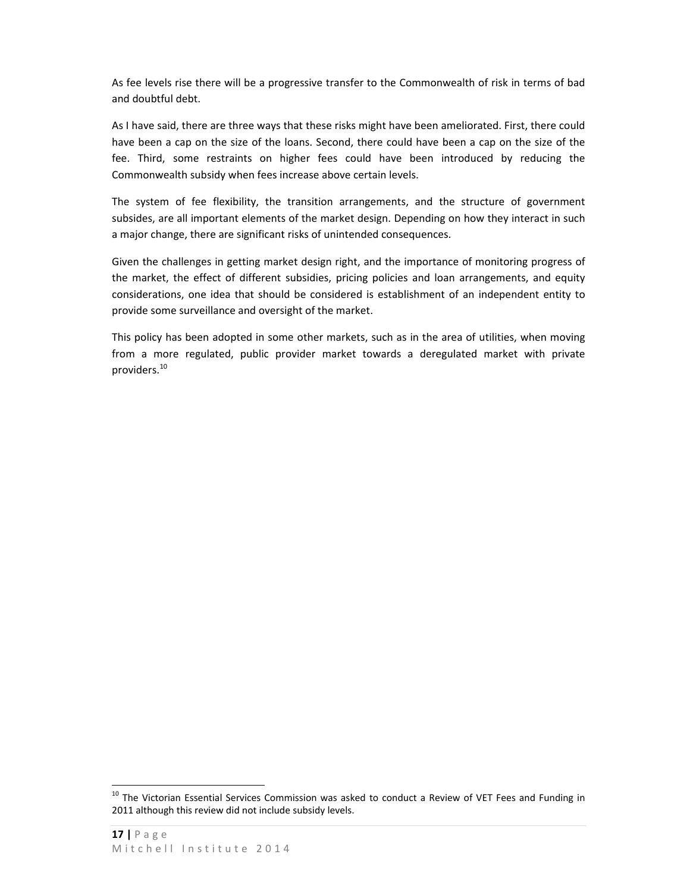As fee levels rise there will be a progressive transfer to the Commonwealth of risk in terms of bad and doubtful debt.

As I have said, there are three ways that these risks might have been ameliorated. First, there could have been a cap on the size of the loans. Second, there could have been a cap on the size of the fee. Third, some restraints on higher fees could have been introduced by reducing the Commonwealth subsidy when fees increase above certain levels.

The system of fee flexibility, the transition arrangements, and the structure of government subsides, are all important elements of the market design. Depending on how they interact in such a major change, there are significant risks of unintended consequences.

Given the challenges in getting market design right, and the importance of monitoring progress of the market, the effect of different subsidies, pricing policies and loan arrangements, and equity considerations, one idea that should be considered is establishment of an independent entity to provide some surveillance and oversight of the market.

This policy has been adopted in some other markets, such as in the area of utilities, when moving from a more regulated, public provider market towards a deregulated market with private providers.[10]

---

[10] The Victorian Essential Services Commission was asked to conduct a Review of VET Fees and Funding in 2011 although this review did not include subsidy levels.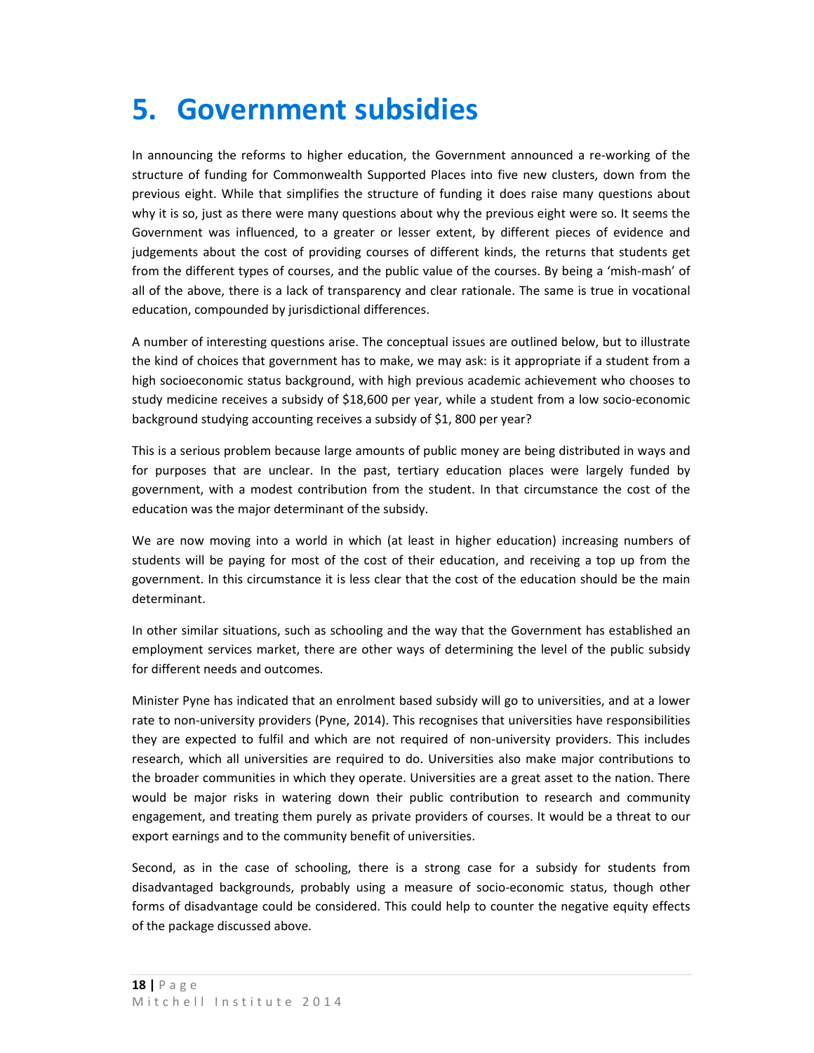# 5. Government subsidies

In announcing the reforms to higher education, the Government announced a re-working of the structure of funding for Commonwealth Supported Places into five new clusters, down from the previous eight. While that simplifies the structure of funding it does raise many questions about why it is so, just as there were many questions about why the previous eight were so. It seems the Government was influenced, to a greater or lesser extent, by different pieces of evidence and judgements about the cost of providing courses of different kinds, the returns that students get from the different types of courses, and the public value of the courses. By being a 'mish-mash' of all of the above, there is a lack of transparency and clear rationale. The same is true in vocational education, compounded by jurisdictional differences.

A number of interesting questions arise. The conceptual issues are outlined below, but to illustrate the kind of choices that government has to make, we may ask: is it appropriate if a student from a high socioeconomic status background, with high previous academic achievement who chooses to study medicine receives a subsidy of $18,600 per year, while a student from a low socio-economic background studying accounting receives a subsidy of $1, 800 per year?

This is a serious problem because large amounts of public money are being distributed in ways and for purposes that are unclear. In the past, tertiary education places were largely funded by government, with a modest contribution from the student. In that circumstance the cost of the education was the major determinant of the subsidy.

We are now moving into a world in which (at least in higher education) increasing numbers of students will be paying for most of the cost of their education, and receiving a top up from the government. In this circumstance it is less clear that the cost of the education should be the main determinant.

In other similar situations, such as schooling and the way that the Government has established an employment services market, there are other ways of determining the level of the public subsidy for different needs and outcomes.

Minister Pyne has indicated that an enrolment based subsidy will go to universities, and at a lower rate to non-university providers (Pyne, 2014). This recognises that universities have responsibilities they are expected to fulfil and which are not required of non-university providers. This includes research, which all universities are required to do. Universities also make major contributions to the broader communities in which they operate. Universities are a great asset to the nation. There would be major risks in watering down their public contribution to research and community engagement, and treating them purely as private providers of courses. It would be a threat to our export earnings and to the community benefit of universities.

Second, as in the case of schooling, there is a strong case for a subsidy for students from disadvantaged backgrounds, probably using a measure of socio-economic status, though other forms of disadvantage could be considered. This could help to counter the negative equity effects of the package discussed above.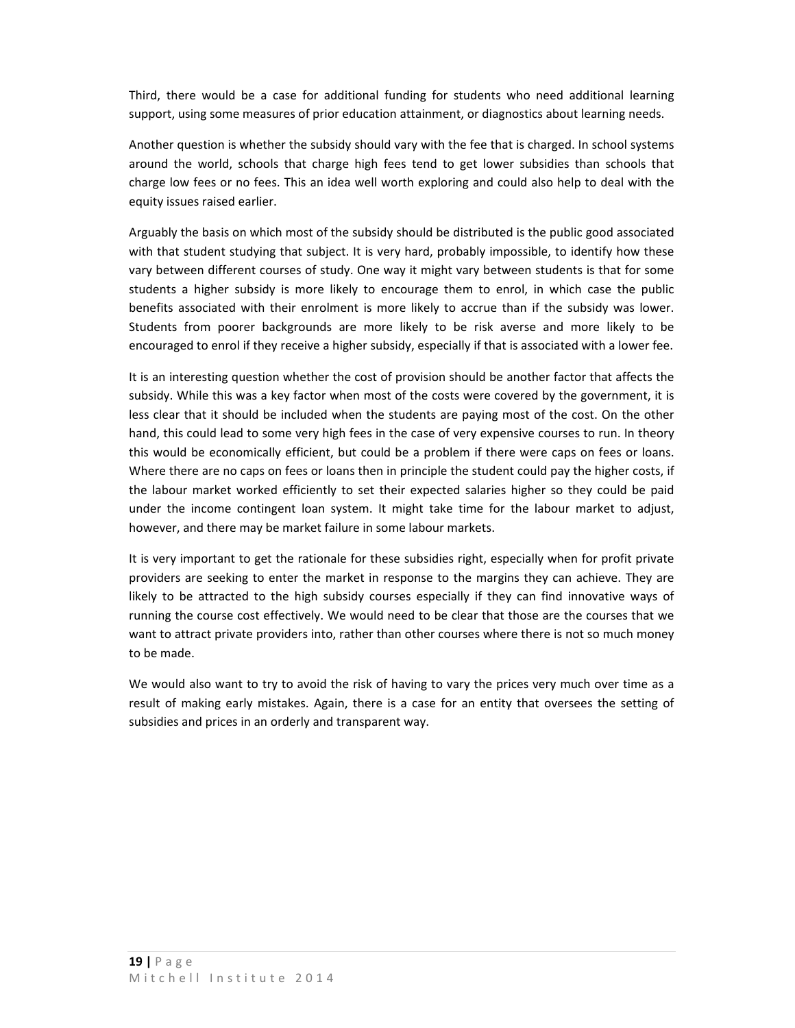Third, there would be a case for additional funding for students who need additional learning support, using some measures of prior education attainment, or diagnostics about learning needs.

Another question is whether the subsidy should vary with the fee that is charged. In school systems around the world, schools that charge high fees tend to get lower subsidies than schools that charge low fees or no fees. This an idea well worth exploring and could also help to deal with the equity issues raised earlier.

Arguably the basis on which most of the subsidy should be distributed is the public good associated with that student studying that subject. It is very hard, probably impossible, to identify how these vary between different courses of study. One way it might vary between students is that for some students a higher subsidy is more likely to encourage them to enrol, in which case the public benefits associated with their enrolment is more likely to accrue than if the subsidy was lower. Students from poorer backgrounds are more likely to be risk averse and more likely to be encouraged to enrol if they receive a higher subsidy, especially if that is associated with a lower fee.

It is an interesting question whether the cost of provision should be another factor that affects the subsidy. While this was a key factor when most of the costs were covered by the government, it is less clear that it should be included when the students are paying most of the cost. On the other hand, this could lead to some very high fees in the case of very expensive courses to run. In theory this would be economically efficient, but could be a problem if there were caps on fees or loans. Where there are no caps on fees or loans then in principle the student could pay the higher costs, if the labour market worked efficiently to set their expected salaries higher so they could be paid under the income contingent loan system. It might take time for the labour market to adjust, however, and there may be market failure in some labour markets.

It is very important to get the rationale for these subsidies right, especially when for profit private providers are seeking to enter the market in response to the margins they can achieve. They are likely to be attracted to the high subsidy courses especially if they can find innovative ways of running the course cost effectively. We would need to be clear that those are the courses that we want to attract private providers into, rather than other courses where there is not so much money to be made.

We would also want to try to avoid the risk of having to vary the prices very much over time as a result of making early mistakes. Again, there is a case for an entity that oversees the setting of subsidies and prices in an orderly and transparent way.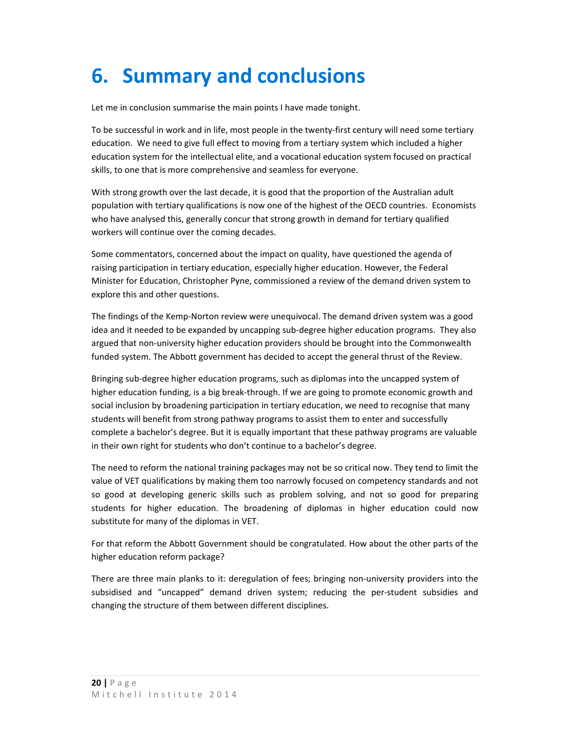# 6. Summary and conclusions

Let me in conclusion summarise the main points I have made tonight.

To be successful in work and in life, most people in the twenty-first century will need some tertiary education. We need to give full effect to moving from a tertiary system which included a higher education system for the intellectual elite, and a vocational education system focused on practical skills, to one that is more comprehensive and seamless for everyone.

With strong growth over the last decade, it is good that the proportion of the Australian adult population with tertiary qualifications is now one of the highest of the OECD countries. Economists who have analysed this, generally concur that strong growth in demand for tertiary qualified workers will continue over the coming decades.

Some commentators, concerned about the impact on quality, have questioned the agenda of raising participation in tertiary education, especially higher education. However, the Federal Minister for Education, Christopher Pyne, commissioned a review of the demand driven system to explore this and other questions.

The findings of the Kemp-Norton review were unequivocal. The demand driven system was a good idea and it needed to be expanded by uncapping sub-degree higher education programs. They also argued that non-university higher education providers should be brought into the Commonwealth funded system. The Abbott government has decided to accept the general thrust of the Review.

Bringing sub-degree higher education programs, such as diplomas into the uncapped system of higher education funding, is a big break-through. If we are going to promote economic growth and social inclusion by broadening participation in tertiary education, we need to recognise that many students will benefit from strong pathway programs to assist them to enter and successfully complete a bachelor's degree. But it is equally important that these pathway programs are valuable in their own right for students who don't continue to a bachelor's degree.

The need to reform the national training packages may not be so critical now. They tend to limit the value of VET qualifications by making them too narrowly focused on competency standards and not so good at developing generic skills such as problem solving, and not so good for preparing students for higher education. The broadening of diplomas in higher education could now substitute for many of the diplomas in VET.

For that reform the Abbott Government should be congratulated. How about the other parts of the higher education reform package?

There are three main planks to it: deregulation of fees; bringing non-university providers into the subsidised and "uncapped" demand driven system; reducing the per-student subsidies and changing the structure of them between different disciplines.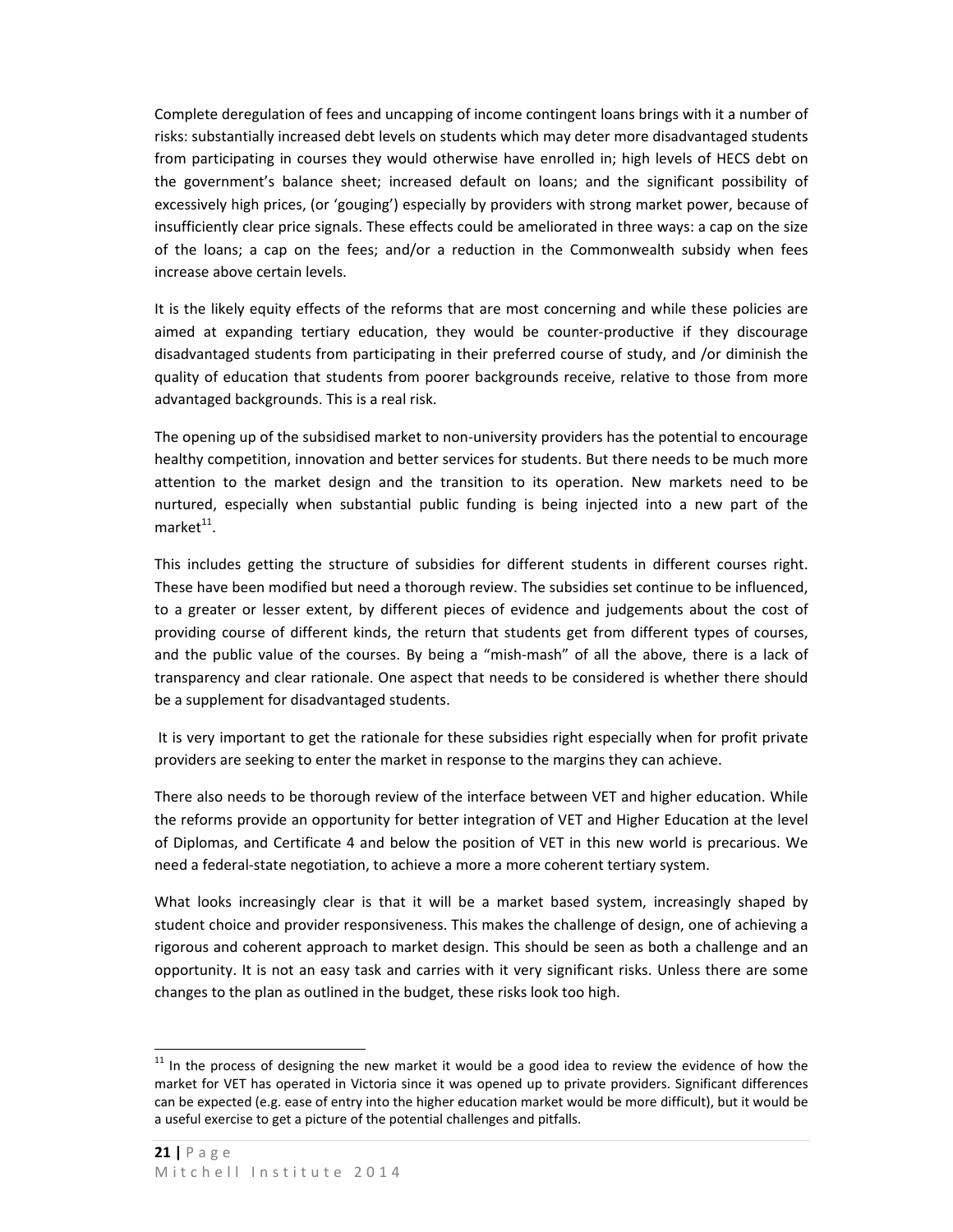Complete deregulation of fees and uncapping of income contingent loans brings with it a number of risks: substantially increased debt levels on students which may deter more disadvantaged students from participating in courses they would otherwise have enrolled in; high levels of HECS debt on the government's balance sheet; increased default on loans; and the significant possibility of excessively high prices, (or 'gouging') especially by providers with strong market power, because of insufficiently clear price signals. These effects could be ameliorated in three ways: a cap on the size of the loans; a cap on the fees; and/or a reduction in the Commonwealth subsidy when fees increase above certain levels.

It is the likely equity effects of the reforms that are most concerning and while these policies are aimed at expanding tertiary education, they would be counter-productive if they discourage disadvantaged students from participating in their preferred course of study, and /or diminish the quality of education that students from poorer backgrounds receive, relative to those from more advantaged backgrounds. This is a real risk.

The opening up of the subsidised market to non-university providers has the potential to encourage healthy competition, innovation and better services for students. But there needs to be much more attention to the market design and the transition to its operation. New markets need to be nurtured, especially when substantial public funding is being injected into a new part of the market[11].

This includes getting the structure of subsidies for different students in different courses right. These have been modified but need a thorough review. The subsidies set continue to be influenced, to a greater or lesser extent, by different pieces of evidence and judgements about the cost of providing course of different kinds, the return that students get from different types of courses, and the public value of the courses. By being a "mish-mash" of all the above, there is a lack of transparency and clear rationale. One aspect that needs to be considered is whether there should be a supplement for disadvantaged students.

It is very important to get the rationale for these subsidies right especially when for profit private providers are seeking to enter the market in response to the margins they can achieve.

There also needs to be thorough review of the interface between VET and higher education. While the reforms provide an opportunity for better integration of VET and Higher Education at the level of Diplomas, and Certificate 4 and below the position of VET in this new world is precarious. We need a federal-state negotiation, to achieve a more a more coherent tertiary system.

What looks increasingly clear is that it will be a market based system, increasingly shaped by student choice and provider responsiveness. This makes the challenge of design, one of achieving a rigorous and coherent approach to market design. This should be seen as both a challenge and an opportunity. It is not an easy task and carries with it very significant risks. Unless there are some changes to the plan as outlined in the budget, these risks look too high.

---

[11] In the process of designing the new market it would be a good idea to review the evidence of how the market for VET has operated in Victoria since it was opened up to private providers. Significant differences can be expected (e.g. ease of entry into the higher education market would be more difficult), but it would be a useful exercise to get a picture of the potential challenges and pitfalls.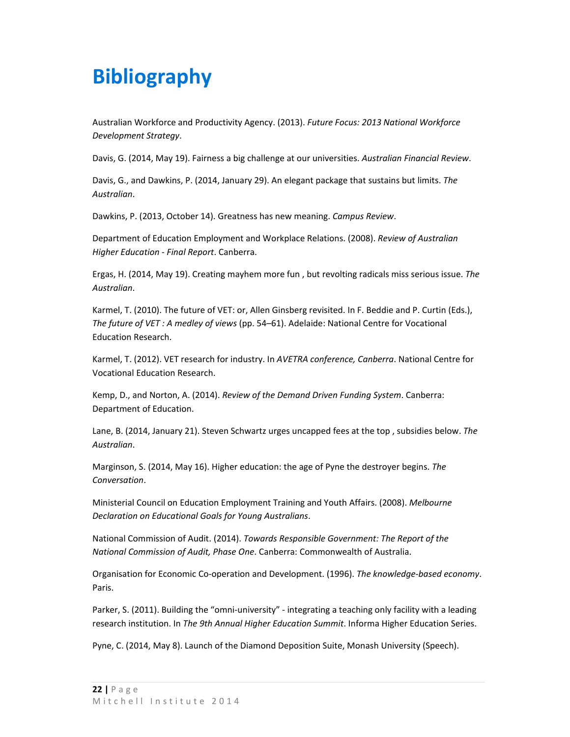# Bibliography

Australian Workforce and Productivity Agency. (2013). *Future Focus: 2013 National Workforce Development Strategy*.

Davis, G. (2014, May 19). Fairness a big challenge at our universities. *Australian Financial Review*.

Davis, G., and Dawkins, P. (2014, January 29). An elegant package that sustains but limits. *The Australian*.

Dawkins, P. (2013, October 14). Greatness has new meaning. *Campus Review*.

Department of Education Employment and Workplace Relations. (2008). *Review of Australian Higher Education - Final Report*. Canberra.

Ergas, H. (2014, May 19). Creating mayhem more fun , but revolting radicals miss serious issue. *The Australian*.

Karmel, T. (2010). The future of VET: or, Allen Ginsberg revisited. In F. Beddie and P. Curtin (Eds.), *The future of VET : A medley of views* (pp. 54–61). Adelaide: National Centre for Vocational Education Research.

Karmel, T. (2012). VET research for industry. In *AVETRA conference, Canberra*. National Centre for Vocational Education Research.

Kemp, D., and Norton, A. (2014). *Review of the Demand Driven Funding System*. Canberra: Department of Education.

Lane, B. (2014, January 21). Steven Schwartz urges uncapped fees at the top , subsidies below. *The Australian*.

Marginson, S. (2014, May 16). Higher education: the age of Pyne the destroyer begins. *The Conversation*.

Ministerial Council on Education Employment Training and Youth Affairs. (2008). *Melbourne Declaration on Educational Goals for Young Australians*.

National Commission of Audit. (2014). *Towards Responsible Government: The Report of the National Commission of Audit, Phase One*. Canberra: Commonwealth of Australia.

Organisation for Economic Co-operation and Development. (1996). *The knowledge-based economy*. Paris.

Parker, S. (2011). Building the "omni-university" - integrating a teaching only facility with a leading research institution. In *The 9th Annual Higher Education Summit*. Informa Higher Education Series.

Pyne, C. (2014, May 8). Launch of the Diamond Deposition Suite, Monash University (Speech).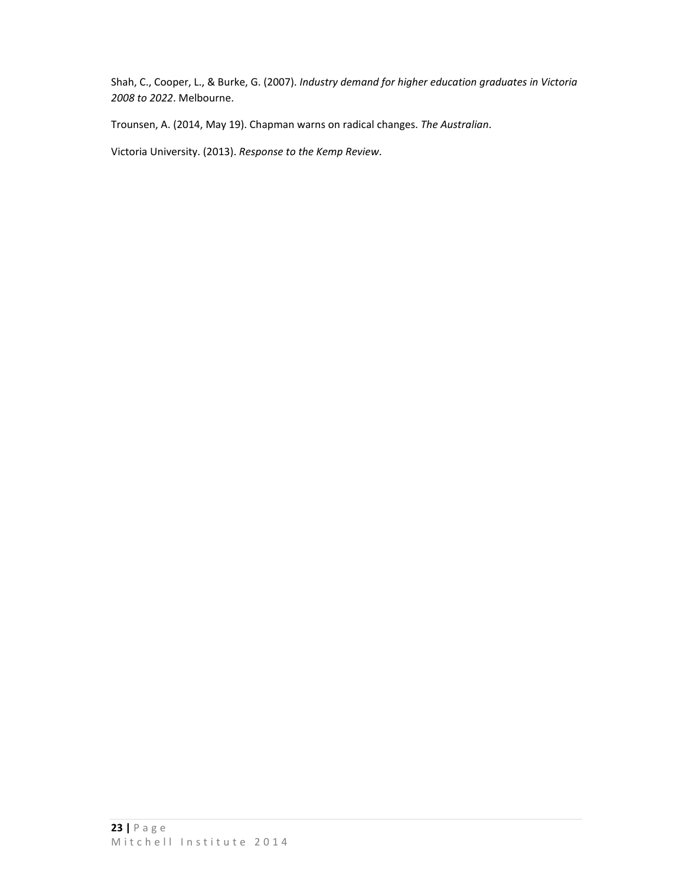Shah, C., Cooper, L., & Burke, G. (2007). *Industry demand for higher education graduates in Victoria 2008 to 2022*. Melbourne.

Trounsen, A. (2014, May 19). Chapman warns on radical changes. *The Australian*.

Victoria University. (2013). *Response to the Kemp Review*.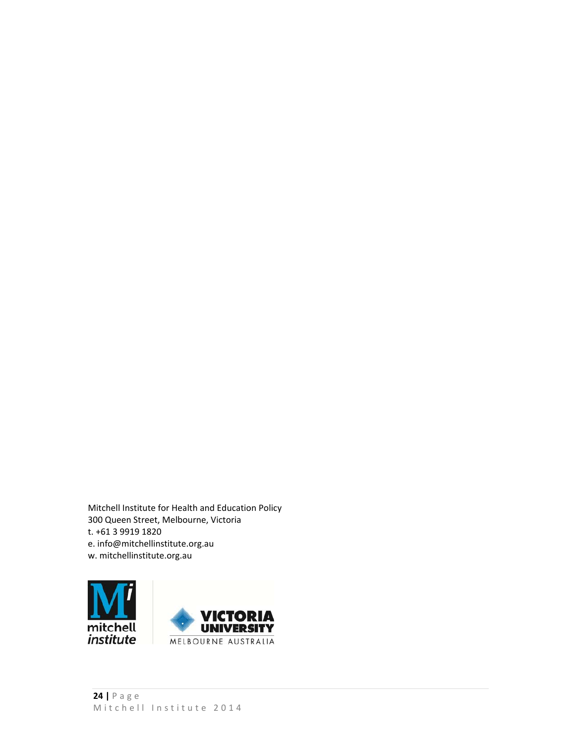Mitchell Institute for Health and Education Policy
300 Queen Street, Melbourne, Victoria
t. +61 3 9919 1820
e. info@mitchellinstitute.org.au
w. mitchellinstitute.org.au